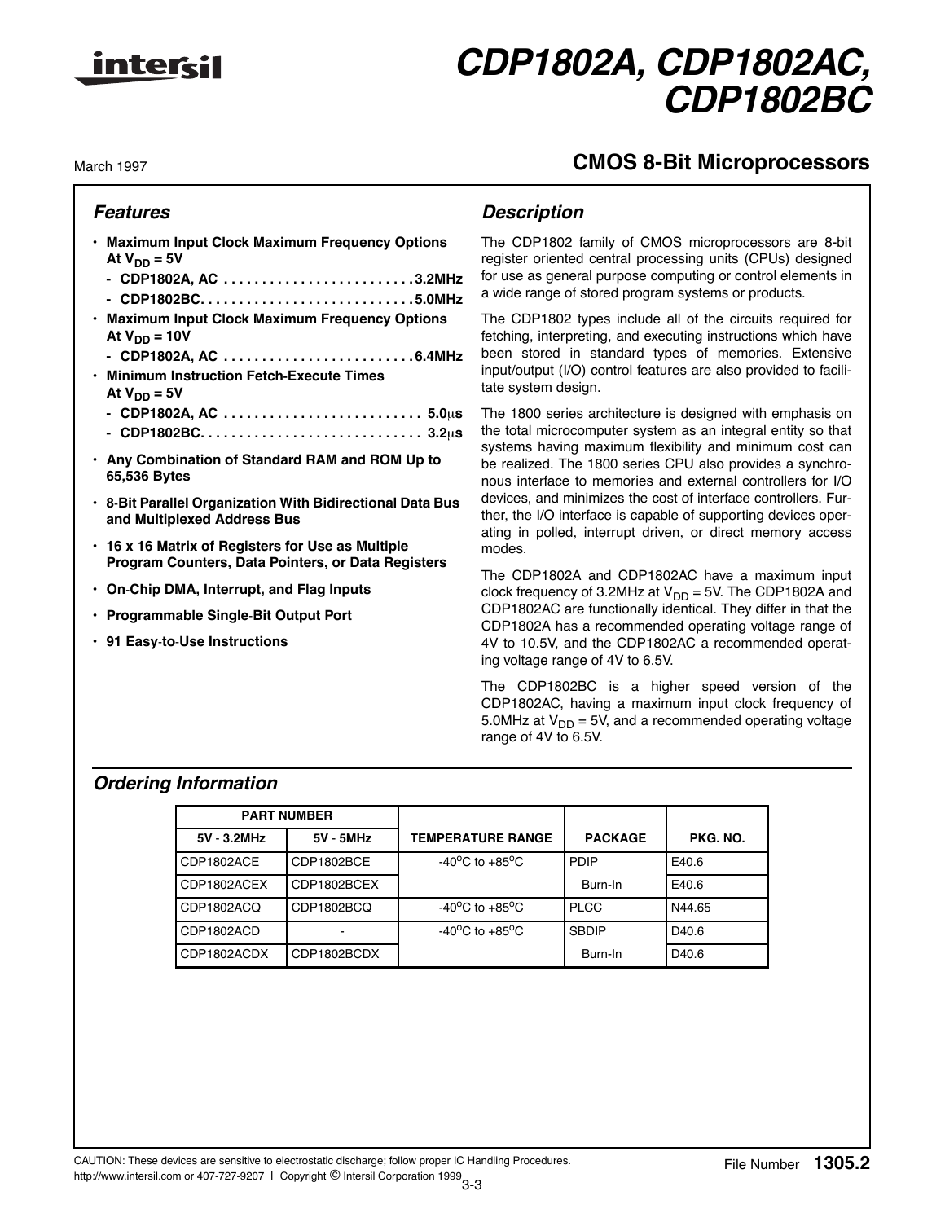# CDP1802A, CDP1802AC, CDP1802BC

March 1997

## CMOS 8-Bit Microprocessors

### Features

- **Maximum Input Clock Maximum Frequency Options At $V_{DD}$ = 5V**
  - **CDP1802A, AC . . . . . . . . . . . . . . . . . . . . . . . . . 3.2MHz**
  - **CDP1802BC. . . . . . . . . . . . . . . . . . . . . . . . . . . 5.0MHz**
- **Maximum Input Clock Maximum Frequency Options At $V_{DD}$ = 10V**
  - **CDP1802A, AC . . . . . . . . . . . . . . . . . . . . . . . . . 6.4MHz**
- **Minimum Instruction Fetch-Execute Times At $V_{DD}$ = 5V**
  - **CDP1802A, AC . . . . . . . . . . . . . . . . . . . . . . . . . 5.0μs**
  - **CDP1802BC. . . . . . . . . . . . . . . . . . . . . . . . . . . 3.2μs**
- **Any Combination of Standard RAM and ROM Up to 65,536 Bytes**
- **8-Bit Parallel Organization With Bidirectional Data Bus and Multiplexed Address Bus**
- **16 x 16 Matrix of Registers for Use as Multiple Program Counters, Data Pointers, or Data Registers**
- **On-Chip DMA, Interrupt, and Flag Inputs**
- **Programmable Single-Bit Output Port**
- **91 Easy-to-Use Instructions**

### Description

The CDP1802 family of CMOS microprocessors are 8-bit register oriented central processing units (CPUs) designed for use as general purpose computing or control elements in a wide range of stored program systems or products.

The CDP1802 types include all of the circuits required for fetching, interpreting, and executing instructions which have been stored in standard types of memories. Extensive input/output (I/O) control features are also provided to facilitate system design.

The 1800 series architecture is designed with emphasis on the total microcomputer system as an integral entity so that systems having maximum flexibility and minimum cost can be realized. The 1800 series CPU also provides a synchronous interface to memories and external controllers for I/O devices, and minimizes the cost of interface controllers. Further, the I/O interface is capable of supporting devices operating in polled, interrupt driven, or direct memory access modes.

The CDP1802A and CDP1802AC have a maximum input clock frequency of 3.2MHz at $V_{DD}$ = 5V. The CDP1802A and CDP1802AC are functionally identical. They differ in that the CDP1802A has a recommended operating voltage range of 4V to 10.5V, and the CDP1802AC a recommended operating voltage range of 4V to 6.5V.

The CDP1802BC is a higher speed version of the CDP1802AC, having a maximum input clock frequency of 5.0MHz at $V_{DD}$ = 5V, and a recommended operating voltage range of 4V to 6.5V.

### Ordering Information

| PART NUMBER | | TEMPERATURE RANGE | PACKAGE | PKG. NO. |
|---|---|---|---|---|
| 5V - 3.2MHz | 5V - 5MHz | | | |
| CDP1802ACE | CDP1802BCE | -40°C to +85°C | PDIP | E40.6 |
| CDP1802ACEX | CDP1802BCEX | | Burn-In | E40.6 |
| CDP1802ACQ | CDP1802BCQ | -40°C to +85°C | PLCC | N44.65 |
| CDP1802ACD | - | -40°C to +85°C | SBDIP | D40.6 |
| CDP1802ACDX | CDP1802BCDX | | Burn-In | D40.6 |

CAUTION: These devices are sensitive to electrostatic discharge; follow proper IC Handling Procedures.
http://www.intersil.com or 407-727-9207 | Copyright © Intersil Corporation 1999

File Number **1305.2**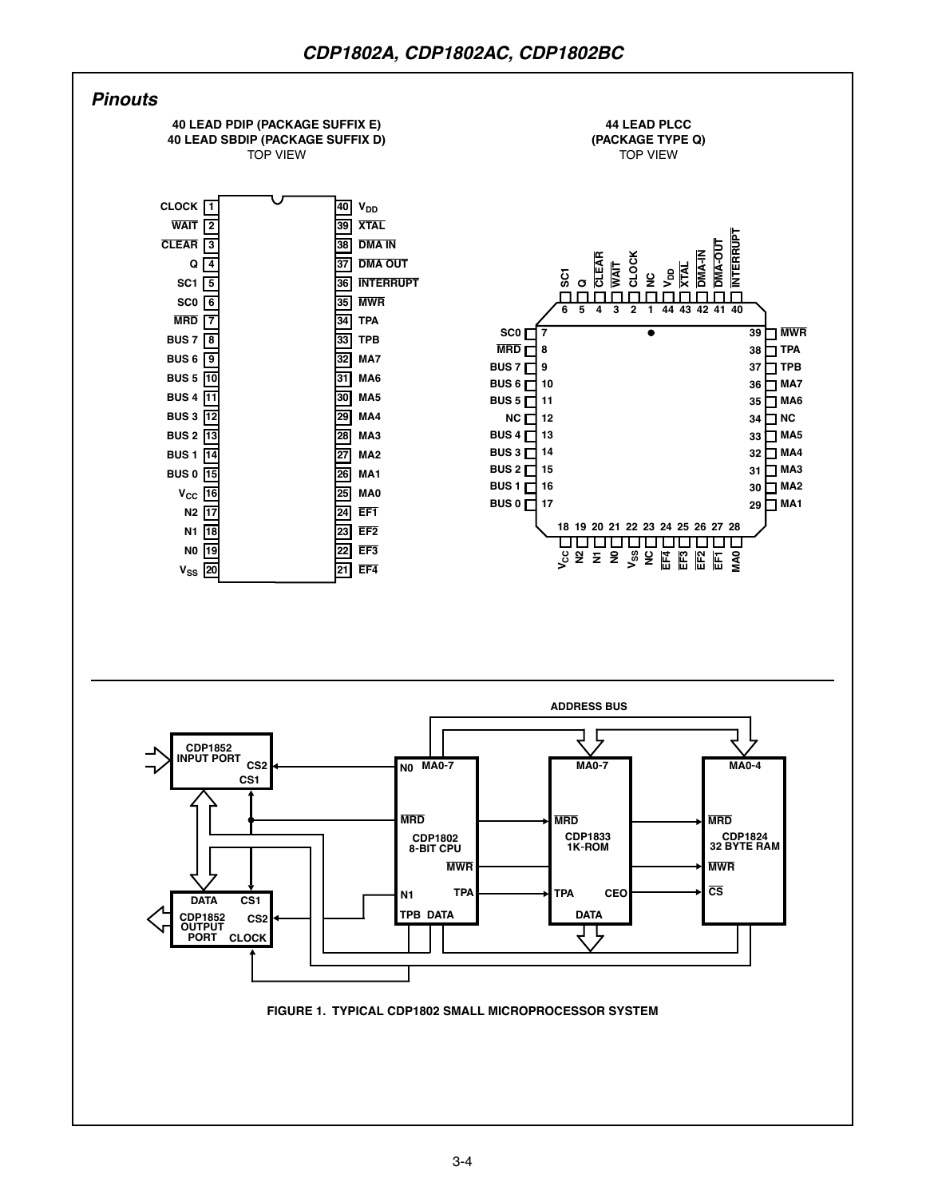## Pinouts

**40 LEAD PDIP (PACKAGE SUFFIX E)**
**40 LEAD SBDIP (PACKAGE SUFFIX D)**
TOP VIEW

| Pin | Signal | Pin | Signal |
|---|---|---|---|
| 1 | CLOCK | 40 | $V_{DD}$ |
| 2 | $\overline{WAIT}$ | 39 | $\overline{XTAL}$ |
| 3 | $\overline{CLEAR}$ | 38 | $\overline{DMA\ IN}$ |
| 4 | Q | 37 | $\overline{DMA\ OUT}$ |
| 5 | SC1 | 36 | $\overline{INTERRUPT}$ |
| 6 | SC0 | 35 | $\overline{MWR}$ |
| 7 | $\overline{MRD}$ | 34 | TPA |
| 8 | BUS 7 | 33 | TPB |
| 9 | BUS 6 | 32 | MA7 |
| 10 | BUS 5 | 31 | MA6 |
| 11 | BUS 4 | 30 | MA5 |
| 12 | BUS 3 | 29 | MA4 |
| 13 | BUS 2 | 28 | MA3 |
| 14 | BUS 1 | 27 | MA2 |
| 15 | BUS 0 | 26 | MA1 |
| 16 | $V_{CC}$ | 25 | MA0 |
| 17 | N2 | 24 | $\overline{EF1}$ |
| 18 | N1 | 23 | $\overline{EF2}$ |
| 19 | N0 | 22 | $\overline{EF3}$ |
| 20 | $V_{SS}$ | 21 | $\overline{EF4}$ |

**44 LEAD PLCC**
**(PACKAGE TYPE Q)**
TOP VIEW

| Pin | Signal | Pin | Signal |
|---|---|---|---|
| 1 | NC | 23 | NC |
| 2 | CLOCK | 24 | $\overline{EF4}$ |
| 3 | $\overline{WAIT}$ | 25 | $\overline{EF3}$ |
| 4 | $\overline{CLEAR}$ | 26 | $\overline{EF2}$ |
| 5 | Q | 27 | $\overline{EF1}$ |
| 6 | SC1 | 28 | MA0 |
| 7 | SC0 | 29 | MA1 |
| 8 | $\overline{MRD}$ | 30 | MA2 |
| 9 | BUS 7 | 31 | MA3 |
| 10 | BUS 6 | 32 | MA4 |
| 11 | BUS 5 | 33 | MA5 |
| 12 | NC | 34 | NC |
| 13 | BUS 4 | 35 | MA6 |
| 14 | BUS 3 | 36 | MA7 |
| 15 | BUS 2 | 37 | TPB |
| 16 | BUS 1 | 38 | TPA |
| 17 | BUS 0 | 39 | $\overline{MWR}$ |
| 18 | $V_{CC}$ | 40 | $\overline{INTERRUPT}$ |
| 19 | N2 | 41 | $\overline{DMA\text{-}OUT}$ |
| 20 | N1 | 42 | $\overline{DMA\text{-}IN}$ |
| 21 | N0 | 43 | $\overline{XTAL}$ |
| 22 | $V_{SS}$ | 44 | $V_{DD}$ |

FIGURE 1. TYPICAL CDP1802 SMALL MICROPROCESSOR SYSTEM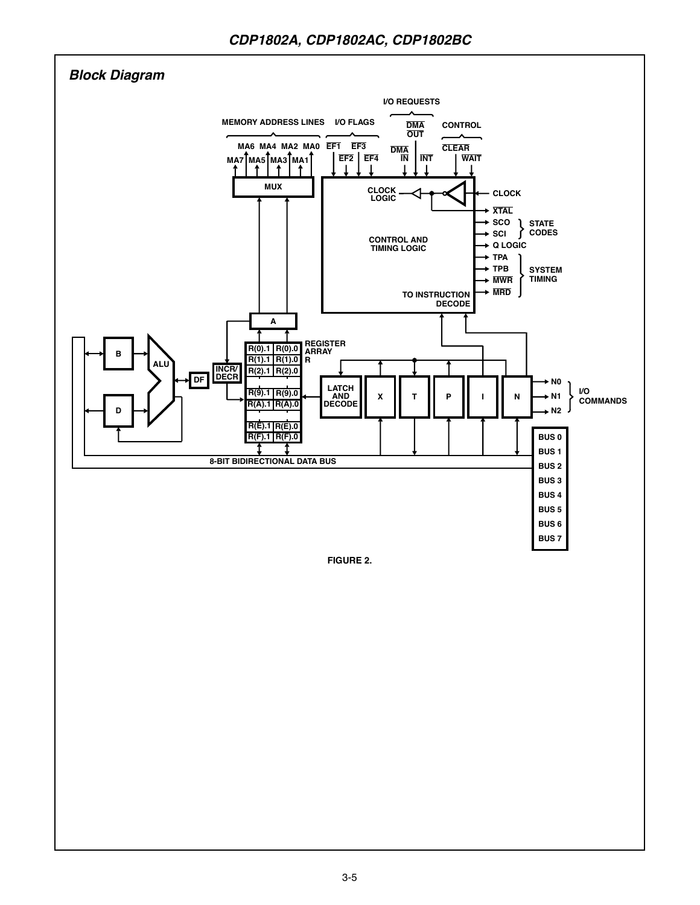## Block Diagram

MEMORY ADDRESS LINES | I/O FLAGS | I/O REQUESTS | CONTROL

MA7 MA6 MA5 MA4 MA3 MA2 MA1 MA0 | EF1 EF2 EF3 EF4 | DMA IN, DMA OUT, INT | CLEAR, WAIT

MUX

CLOCK LOGIC

CONTROL AND TIMING LOGIC

TO INSTRUCTION DECODE

CLOCK

XTAL

SCO, SCI — STATE CODES

Q LOGIC

TPA, TPB, MWR, MRD — SYSTEM TIMING

A

B

ALU

D

DF

INCR/DECR

REGISTER ARRAY R

| R(0).1 | R(0).0 |
|---|---|
| R(1).1 | R(1).0 |
| R(2).1 | R(2).0 |
| R(9).1 | R(9).0 |
| R(A).1 | R(A).0 |
| R(E).1 | R(E).0 |
| R(F).1 | R(F).0 |

LATCH AND DECODE

X T P I N

N0, N1, N2 — I/O COMMANDS

BUS 0, BUS 1, BUS 2, BUS 3, BUS 4, BUS 5, BUS 6, BUS 7

8-BIT BIDIRECTIONAL DATA BUS

FIGURE 2.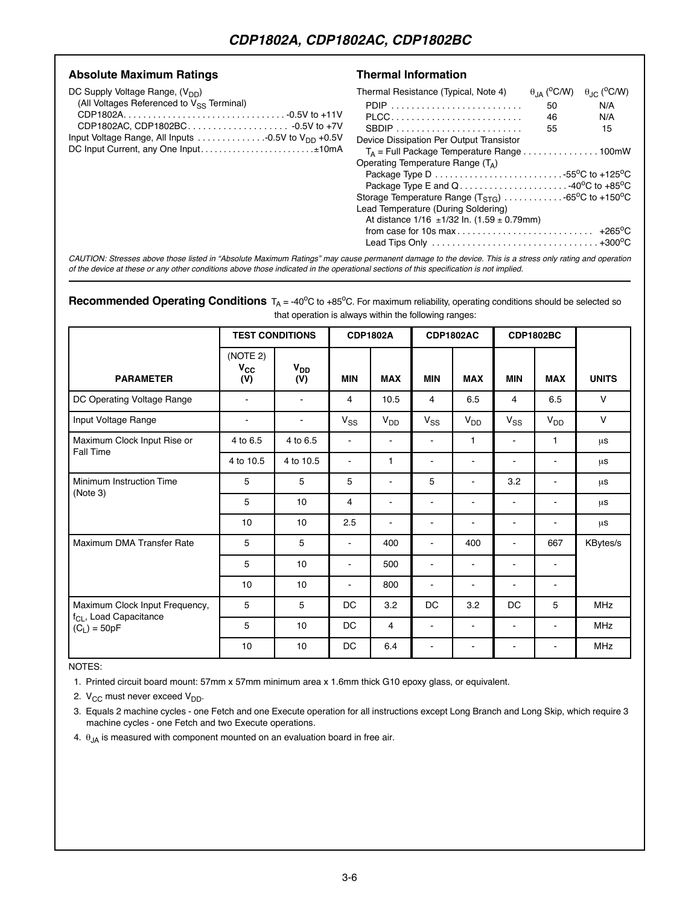## Absolute Maximum Ratings

DC Supply Voltage Range, ($V_{DD}$)
(All Voltages Referenced to $V_{SS}$ Terminal)
CDP1802A. . . . . . . . . . . . . . . . . . . . . . . . . . . . . . . . . -0.5V to +11V
CDP1802AC, CDP1802BC. . . . . . . . . . . . . . . . . . . . -0.5V to +7V
Input Voltage Range, All Inputs . . . . . . . . . . . . . .-0.5V to $V_{DD}$ +0.5V
DC Input Current, any One Input. . . . . . . . . . . . . . . . . . . . . . . . ±10mA

## Thermal Information

| Thermal Resistance (Typical, Note 4) | $\theta_{JA}$ (°C/W) | $\theta_{JC}$ (°C/W) |
|---|---|---|
| PDIP | 50 | N/A |
| PLCC | 46 | N/A |
| SBDIP | 55 | 15 |

Device Dissipation Per Output Transistor
$T_A$ = Full Package Temperature Range . . . . . . . . . . . . . . . 100mW
Operating Temperature Range ($T_A$)
Package Type D . . . . . . . . . . . . . . . . . . . . . . . . . . -55°C to +125°C
Package Type E and Q. . . . . . . . . . . . . . . . . . . . . . -40°C to +85°C
Storage Temperature Range ($T_{STG}$) . . . . . . . . . . . . -65°C to +150°C
Lead Temperature (During Soldering)
At distance 1/16 ±1/32 In. (1.59 ± 0.79mm)
from case for 10s max . . . . . . . . . . . . . . . . . . . . . . . . . . +265°C
Lead Tips Only . . . . . . . . . . . . . . . . . . . . . . . . . . . . . . . . . +300°C

*CAUTION: Stresses above those listed in "Absolute Maximum Ratings" may cause permanent damage to the device. This is a stress only rating and operation of the device at these or any other conditions above those indicated in the operational sections of this specification is not implied.*

## Recommended Operating Conditions

$T_A$ = -40°C to +85°C. For maximum reliability, operating conditions should be selected so that operation is always within the following ranges:

| PARAMETER | TEST CONDITIONS | | CDP1802A | | CDP1802AC | | CDP1802BC | | UNITS |
|---|---|---|---|---|---|---|---|---|---|
| | (NOTE 2) $V_{CC}$ (V) | $V_{DD}$ (V) | MIN | MAX | MIN | MAX | MIN | MAX | |
| DC Operating Voltage Range | - | - | 4 | 10.5 | 4 | 6.5 | 4 | 6.5 | V |
| Input Voltage Range | - | - | $V_{SS}$ | $V_{DD}$ | $V_{SS}$ | $V_{DD}$ | $V_{SS}$ | $V_{DD}$ | V |
| Maximum Clock Input Rise or Fall Time | 4 to 6.5 | 4 to 6.5 | - | - | - | 1 | - | 1 | µs |
| | 4 to 10.5 | 4 to 10.5 | - | 1 | - | - | - | - | µs |
| Minimum Instruction Time (Note 3) | 5 | 5 | 5 | - | 5 | - | 3.2 | - | µs |
| | 5 | 10 | 4 | - | - | - | - | - | µs |
| | 10 | 10 | 2.5 | - | - | - | - | - | µs |
| Maximum DMA Transfer Rate | 5 | 5 | - | 400 | - | 400 | - | 667 | KBytes/s |
| | 5 | 10 | - | 500 | - | - | - | - | |
| | 10 | 10 | - | 800 | - | - | - | - | |
| Maximum Clock Input Frequency, $f_{CL}$, Load Capacitance ($C_L$) = 50pF | 5 | 5 | DC | 3.2 | DC | 3.2 | DC | 5 | MHz |
| | 5 | 10 | DC | 4 | - | - | - | - | MHz |
| | 10 | 10 | DC | 6.4 | - | - | - | - | MHz |

NOTES:

1. Printed circuit board mount: 57mm x 57mm minimum area x 1.6mm thick G10 epoxy glass, or equivalent.
2. $V_{CC}$ must never exceed $V_{DD}$.
3. Equals 2 machine cycles - one Fetch and one Execute operation for all instructions except Long Branch and Long Skip, which require 3 machine cycles - one Fetch and two Execute operations.
4. $\theta_{JA}$ is measured with component mounted on an evaluation board in free air.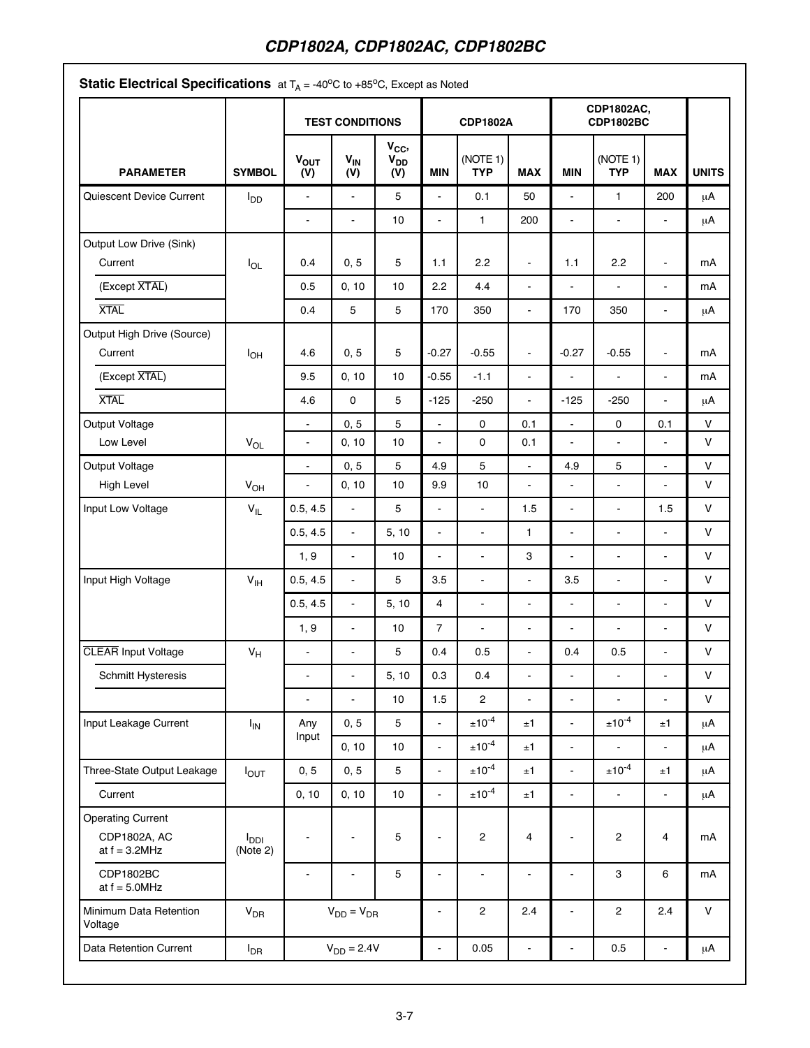## Static Electrical Specifications at $T_A$ = -40°C to +85°C, Except as Noted

| PARAMETER | SYMBOL | TEST CONDITIONS | | | CDP1802A | | | CDP1802AC, CDP1802BC | | | UNITS |
|---|---|---|---|---|---|---|---|---|---|---|---|
| | | $V_{OUT}$ (V) | $V_{IN}$ (V) | $V_{CC}$, $V_{DD}$ (V) | MIN | (NOTE 1) TYP | MAX | MIN | (NOTE 1) TYP | MAX | |
| Quiescent Device Current | $I_{DD}$ | - | - | 5 | - | 0.1 | 50 | - | 1 | 200 | µA |
| | | - | - | 10 | - | 1 | 200 | - | - | - | µA |
| Output Low Drive (Sink) Current | $I_{OL}$ | 0.4 | 0, 5 | 5 | 1.1 | 2.2 | - | 1.1 | 2.2 | - | mA |
| (Except $\overline{XTAL}$) | | 0.5 | 0, 10 | 10 | 2.2 | 4.4 | - | - | - | - | mA |
| $\overline{XTAL}$ | | 0.4 | 5 | 5 | 170 | 350 | - | 170 | 350 | - | µA |
| Output High Drive (Source) Current | $I_{OH}$ | 4.6 | 0, 5 | 5 | -0.27 | -0.55 | - | -0.27 | -0.55 | - | mA |
| (Except $\overline{XTAL}$) | | 9.5 | 0, 10 | 10 | -0.55 | -1.1 | - | - | - | - | mA |
| $\overline{XTAL}$ | | 4.6 | 0 | 5 | -125 | -250 | - | -125 | -250 | - | µA |
| Output Voltage Low Level | $V_{OL}$ | - | 0, 5 | 5 | - | 0 | 0.1 | - | 0 | 0.1 | V |
| | | - | 0, 10 | 10 | - | 0 | 0.1 | - | - | - | V |
| Output Voltage High Level | $V_{OH}$ | - | 0, 5 | 5 | 4.9 | 5 | - | 4.9 | 5 | - | V |
| | | - | 0, 10 | 10 | 9.9 | 10 | - | - | - | - | V |
| Input Low Voltage | $V_{IL}$ | 0.5, 4.5 | - | 5 | - | - | 1.5 | - | - | 1.5 | V |
| | | 0.5, 4.5 | - | 5, 10 | - | - | 1 | - | - | - | V |
| | | 1, 9 | - | 10 | - | - | 3 | - | - | - | V |
| Input High Voltage | $V_{IH}$ | 0.5, 4.5 | - | 5 | 3.5 | - | - | 3.5 | - | - | V |
| | | 0.5, 4.5 | - | 5, 10 | 4 | - | - | - | - | - | V |
| | | 1, 9 | - | 10 | 7 | - | - | - | - | - | V |
| $\overline{CLEAR}$ Input Voltage | $V_H$ | - | - | 5 | 0.4 | 0.5 | - | 0.4 | 0.5 | - | V |
| Schmitt Hysteresis | | - | - | 5, 10 | 0.3 | 0.4 | - | - | - | - | V |
| | | - | - | 10 | 1.5 | 2 | - | - | - | - | V |
| Input Leakage Current | $I_{IN}$ | Any Input | 0, 5 | 5 | - | $\pm10^{-4}$ | ±1 | - | $\pm10^{-4}$ | ±1 | µA |
| | | | 0, 10 | 10 | - | $\pm10^{-4}$ | ±1 | - | - | - | µA |
| Three-State Output Leakage Current | $I_{OUT}$ | 0, 5 | 0, 5 | 5 | - | $\pm10^{-4}$ | ±1 | - | $\pm10^{-4}$ | ±1 | µA |
| | | 0, 10 | 0, 10 | 10 | - | $\pm10^{-4}$ | ±1 | - | - | - | µA |
| Operating Current CDP1802A, AC at f = 3.2MHz | $I_{DDI}$ (Note 2) | - | - | 5 | - | 2 | 4 | - | 2 | 4 | mA |
| CDP1802BC at f = 5.0MHz | | - | - | 5 | - | - | - | - | 3 | 6 | mA |
| Minimum Data Retention Voltage | $V_{DR}$ | $V_{DD} = V_{DR}$ | | | - | 2 | 2.4 | - | 2 | 2.4 | V |
| Data Retention Current | $I_{DR}$ | $V_{DD}$ = 2.4V | | | - | 0.05 | - | - | 0.5 | - | µA |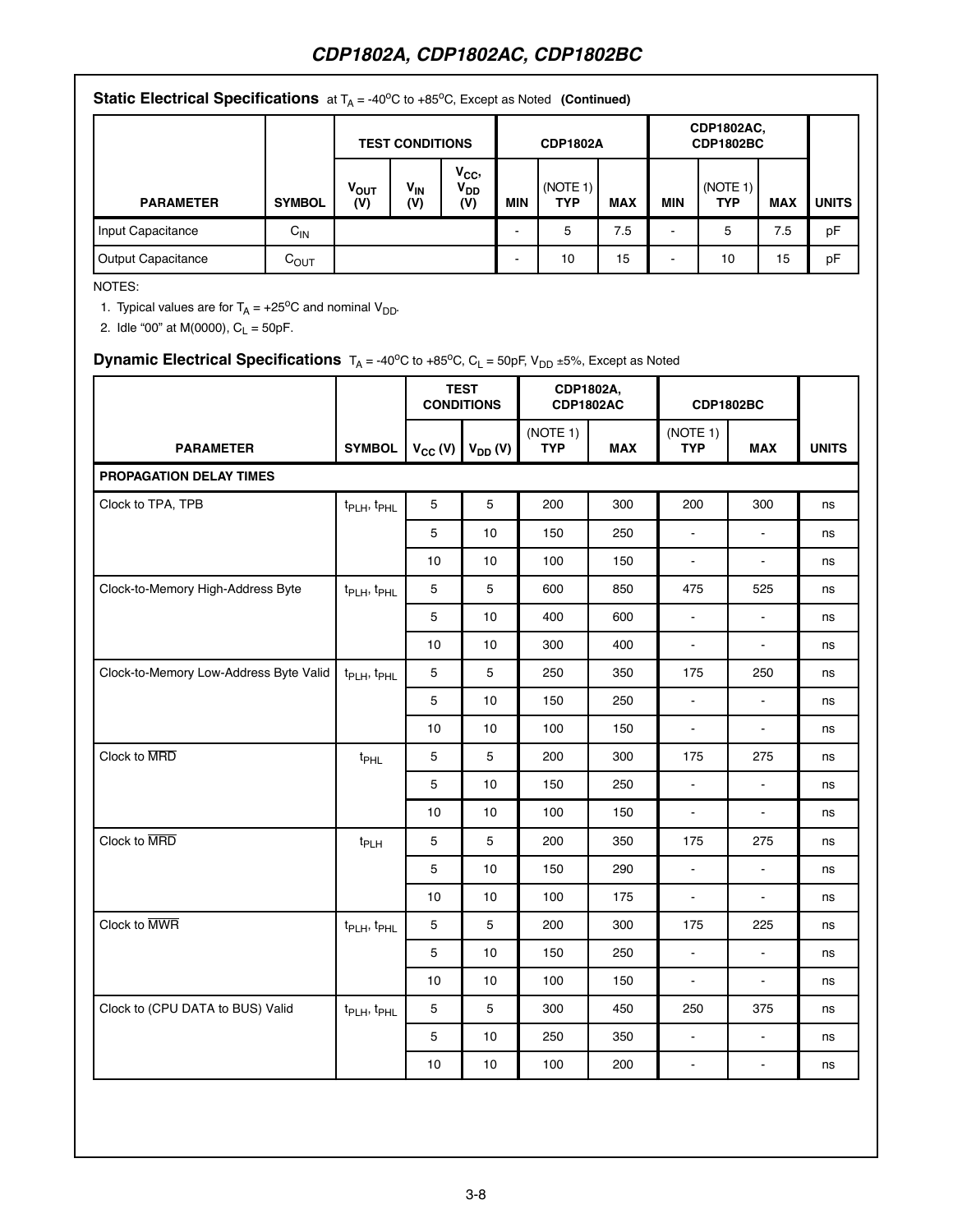## Static Electrical Specifications at $T_A$ = -40°C to +85°C, Except as Noted (Continued)

| PARAMETER | SYMBOL | TEST CONDITIONS | | | CDP1802A | | | CDP1802AC, CDP1802BC | | | UNITS |
|---|---|---|---|---|---|---|---|---|---|---|---|
| | | $V_{OUT}$ (V) | $V_{IN}$ (V) | $V_{CC}$, $V_{DD}$ (V) | MIN | (NOTE 1) TYP | MAX | MIN | (NOTE 1) TYP | MAX | |
| Input Capacitance | $C_{IN}$ | | | | - | 5 | 7.5 | - | 5 | 7.5 | pF |
| Output Capacitance | $C_{OUT}$ | | | | - | 10 | 15 | - | 10 | 15 | pF |

NOTES:

1. Typical values are for $T_A$ = +25°C and nominal $V_{DD}$.
2. Idle "00" at M(0000), $C_L$ = 50pF.

## Dynamic Electrical Specifications $T_A$ = -40°C to +85°C, $C_L$ = 50pF, $V_{DD}$ ±5%, Except as Noted

| PARAMETER | SYMBOL | TEST CONDITIONS | | CDP1802A, CDP1802AC | | CDP1802BC | | UNITS |
|---|---|---|---|---|---|---|---|---|
| | | $V_{CC}$ (V) | $V_{DD}$ (V) | (NOTE 1) TYP | MAX | (NOTE 1) TYP | MAX | |
| **PROPAGATION DELAY TIMES** | | | | | | | | |
| Clock to TPA, TPB | $t_{PLH}$, $t_{PHL}$ | 5 | 5 | 200 | 300 | 200 | 300 | ns |
| | | 5 | 10 | 150 | 250 | - | - | ns |
| | | 10 | 10 | 100 | 150 | - | - | ns |
| Clock-to-Memory High-Address Byte | $t_{PLH}$, $t_{PHL}$ | 5 | 5 | 600 | 850 | 475 | 525 | ns |
| | | 5 | 10 | 400 | 600 | - | - | ns |
| | | 10 | 10 | 300 | 400 | - | - | ns |
| Clock-to-Memory Low-Address Byte Valid | $t_{PLH}$, $t_{PHL}$ | 5 | 5 | 250 | 350 | 175 | 250 | ns |
| | | 5 | 10 | 150 | 250 | - | - | ns |
| | | 10 | 10 | 100 | 150 | - | - | ns |
| Clock to $\overline{MRD}$ | $t_{PHL}$ | 5 | 5 | 200 | 300 | 175 | 275 | ns |
| | | 5 | 10 | 150 | 250 | - | - | ns |
| | | 10 | 10 | 100 | 150 | - | - | ns |
| Clock to $\overline{MRD}$ | $t_{PLH}$ | 5 | 5 | 200 | 350 | 175 | 275 | ns |
| | | 5 | 10 | 150 | 290 | - | - | ns |
| | | 10 | 10 | 100 | 175 | - | - | ns |
| Clock to $\overline{MWR}$ | $t_{PLH}$, $t_{PHL}$ | 5 | 5 | 200 | 300 | 175 | 225 | ns |
| | | 5 | 10 | 150 | 250 | - | - | ns |
| | | 10 | 10 | 100 | 150 | - | - | ns |
| Clock to (CPU DATA to BUS) Valid | $t_{PLH}$, $t_{PHL}$ | 5 | 5 | 300 | 450 | 250 | 375 | ns |
| | | 5 | 10 | 250 | 350 | - | - | ns |
| | | 10 | 10 | 100 | 200 | - | - | ns |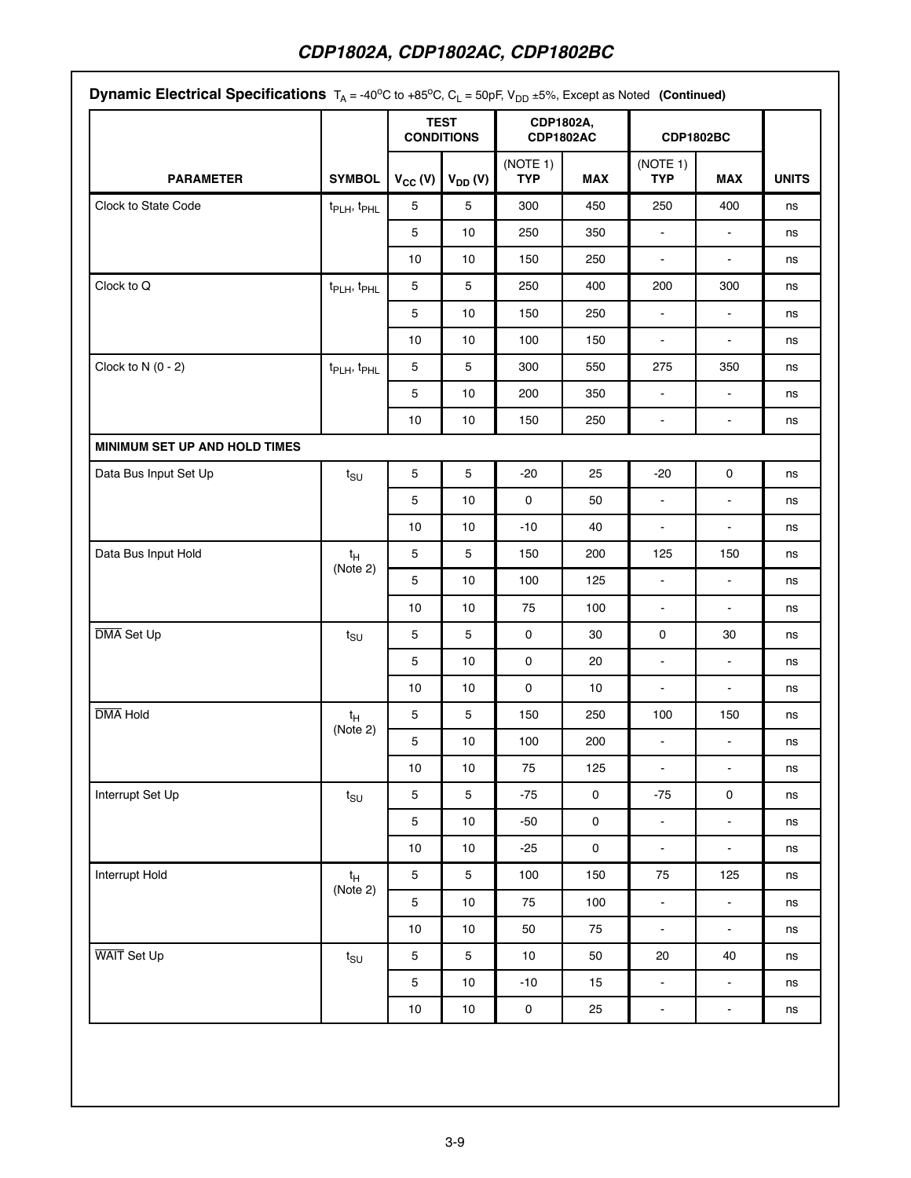**Dynamic Electrical Specifications** $T_A = -40^oC$ to $+85^oC$, $C_L = 50pF$, $V_{DD} \pm5\%$, Except as Noted **(Continued)**

| PARAMETER | SYMBOL | TEST CONDITIONS | | CDP1802A, CDP1802AC | | CDP1802BC | | UNITS |
|---|---|---|---|---|---|---|---|---|
| | | $V_{CC}$ (V) | $V_{DD}$ (V) | (NOTE 1) TYP | MAX | (NOTE 1) TYP | MAX | |
| Clock to State Code | $t_{PLH}$, $t_{PHL}$ | 5 | 5 | 300 | 450 | 250 | 400 | ns |
| | | 5 | 10 | 250 | 350 | - | - | ns |
| | | 10 | 10 | 150 | 250 | - | - | ns |
| Clock to Q | $t_{PLH}$, $t_{PHL}$ | 5 | 5 | 250 | 400 | 200 | 300 | ns |
| | | 5 | 10 | 150 | 250 | - | - | ns |
| | | 10 | 10 | 100 | 150 | - | - | ns |
| Clock to N (0 - 2) | $t_{PLH}$, $t_{PHL}$ | 5 | 5 | 300 | 550 | 275 | 350 | ns |
| | | 5 | 10 | 200 | 350 | - | - | ns |
| | | 10 | 10 | 150 | 250 | - | - | ns |
| **MINIMUM SET UP AND HOLD TIMES** | | | | | | | | |
| Data Bus Input Set Up | $t_{SU}$ | 5 | 5 | -20 | 25 | -20 | 0 | ns |
| | | 5 | 10 | 0 | 50 | - | - | ns |
| | | 10 | 10 | -10 | 40 | - | - | ns |
| Data Bus Input Hold | $t_H$ (Note 2) | 5 | 5 | 150 | 200 | 125 | 150 | ns |
| | | 5 | 10 | 100 | 125 | - | - | ns |
| | | 10 | 10 | 75 | 100 | - | - | ns |
| $\overline{DMA}$ Set Up | $t_{SU}$ | 5 | 5 | 0 | 30 | 0 | 30 | ns |
| | | 5 | 10 | 0 | 20 | - | - | ns |
| | | 10 | 10 | 0 | 10 | - | - | ns |
| $\overline{DMA}$ Hold | $t_H$ (Note 2) | 5 | 5 | 150 | 250 | 100 | 150 | ns |
| | | 5 | 10 | 100 | 200 | - | - | ns |
| | | 10 | 10 | 75 | 125 | - | - | ns |
| Interrupt Set Up | $t_{SU}$ | 5 | 5 | -75 | 0 | -75 | 0 | ns |
| | | 5 | 10 | -50 | 0 | - | - | ns |
| | | 10 | 10 | -25 | 0 | - | - | ns |
| Interrupt Hold | $t_H$ (Note 2) | 5 | 5 | 100 | 150 | 75 | 125 | ns |
| | | 5 | 10 | 75 | 100 | - | - | ns |
| | | 10 | 10 | 50 | 75 | - | - | ns |
| $\overline{WAIT}$ Set Up | $t_{SU}$ | 5 | 5 | 10 | 50 | 20 | 40 | ns |
| | | 5 | 10 | -10 | 15 | - | - | ns |
| | | 10 | 10 | 0 | 25 | - | - | ns |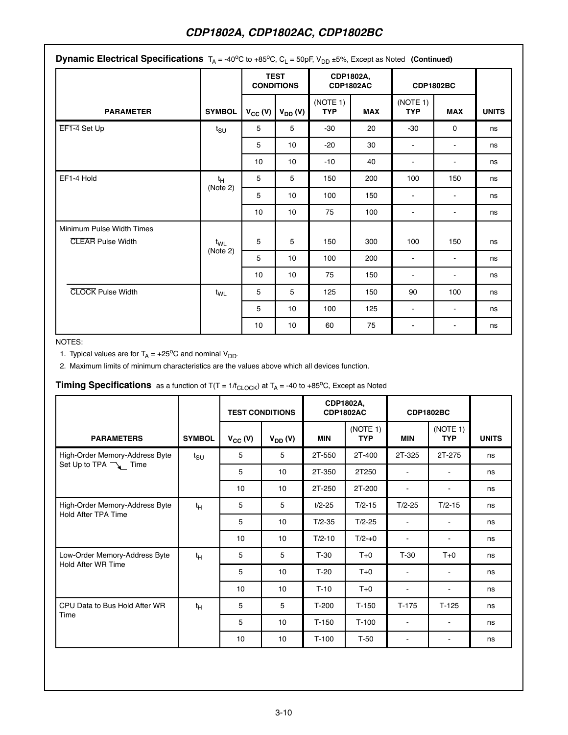**Dynamic Electrical Specifications** $T_A$ = -40°C to +85°C, $C_L$ = 50pF, $V_{DD}$ ±5%, Except as Noted **(Continued)**

| PARAMETER | SYMBOL | TEST CONDITIONS | | CDP1802A, CDP1802AC | | CDP1802BC | | UNITS |
|---|---|---|---|---|---|---|---|---|
| | | $V_{CC}$ (V) | $V_{DD}$ (V) | (NOTE 1) TYP | MAX | (NOTE 1) TYP | MAX | |
| $\overline{EF1-4}$ Set Up | $t_{SU}$ | 5 | 5 | -30 | 20 | -30 | 0 | ns |
| | | 5 | 10 | -20 | 30 | - | - | ns |
| | | 10 | 10 | -10 | 40 | - | - | ns |
| EF1-4 Hold | $t_H$ (Note 2) | 5 | 5 | 150 | 200 | 100 | 150 | ns |
| | | 5 | 10 | 100 | 150 | - | - | ns |
| | | 10 | 10 | 75 | 100 | - | - | ns |
| Minimum Pulse Width Times | | | | | | | | |
| $\overline{CLEAR}$ Pulse Width | $t_{WL}$ (Note 2) | 5 | 5 | 150 | 300 | 100 | 150 | ns |
| | | 5 | 10 | 100 | 200 | - | - | ns |
| | | 10 | 10 | 75 | 150 | - | - | ns |
| $\overline{CLOCK}$ Pulse Width | $t_{WL}$ | 5 | 5 | 125 | 150 | 90 | 100 | ns |
| | | 5 | 10 | 100 | 125 | - | - | ns |
| | | 10 | 10 | 60 | 75 | - | - | ns |

NOTES:

1. Typical values are for $T_A$ = +25°C and nominal $V_{DD}$.
2. Maximum limits of minimum characteristics are the values above which all devices function.

**Timing Specifications** as a function of T(T = 1/$f_{CLOCK}$) at $T_A$ = -40 to +85°C, Except as Noted

| PARAMETERS | SYMBOL | TEST CONDITIONS | | CDP1802A, CDP1802AC | | CDP1802BC | | UNITS |
|---|---|---|---|---|---|---|---|---|
| | | $V_{CC}$ (V) | $V_{DD}$ (V) | MIN | (NOTE 1) TYP | MIN | (NOTE 1) TYP | |
| High-Order Memory-Address Byte Set Up to TPA ⏷ Time | $t_{SU}$ | 5 | 5 | 2T-550 | 2T-400 | 2T-325 | 2T-275 | ns |
| | | 5 | 10 | 2T-350 | 2T250 | - | - | ns |
| | | 10 | 10 | 2T-250 | 2T-200 | - | - | ns |
| High-Order Memory-Address Byte Hold After TPA Time | $t_H$ | 5 | 5 | t/2-25 | T/2-15 | T/2-25 | T/2-15 | ns |
| | | 5 | 10 | T/2-35 | T/2-25 | - | - | ns |
| | | 10 | 10 | T/2-10 | T/2-+0 | - | - | ns |
| Low-Order Memory-Address Byte Hold After WR Time | $t_H$ | 5 | 5 | T-30 | T+0 | T-30 | T+0 | ns |
| | | 5 | 10 | T-20 | T+0 | - | - | ns |
| | | 10 | 10 | T-10 | T+0 | - | - | ns |
| CPU Data to Bus Hold After WR Time | $t_H$ | 5 | 5 | T-200 | T-150 | T-175 | T-125 | ns |
| | | 5 | 10 | T-150 | T-100 | - | - | ns |
| | | 10 | 10 | T-100 | T-50 | - | - | ns |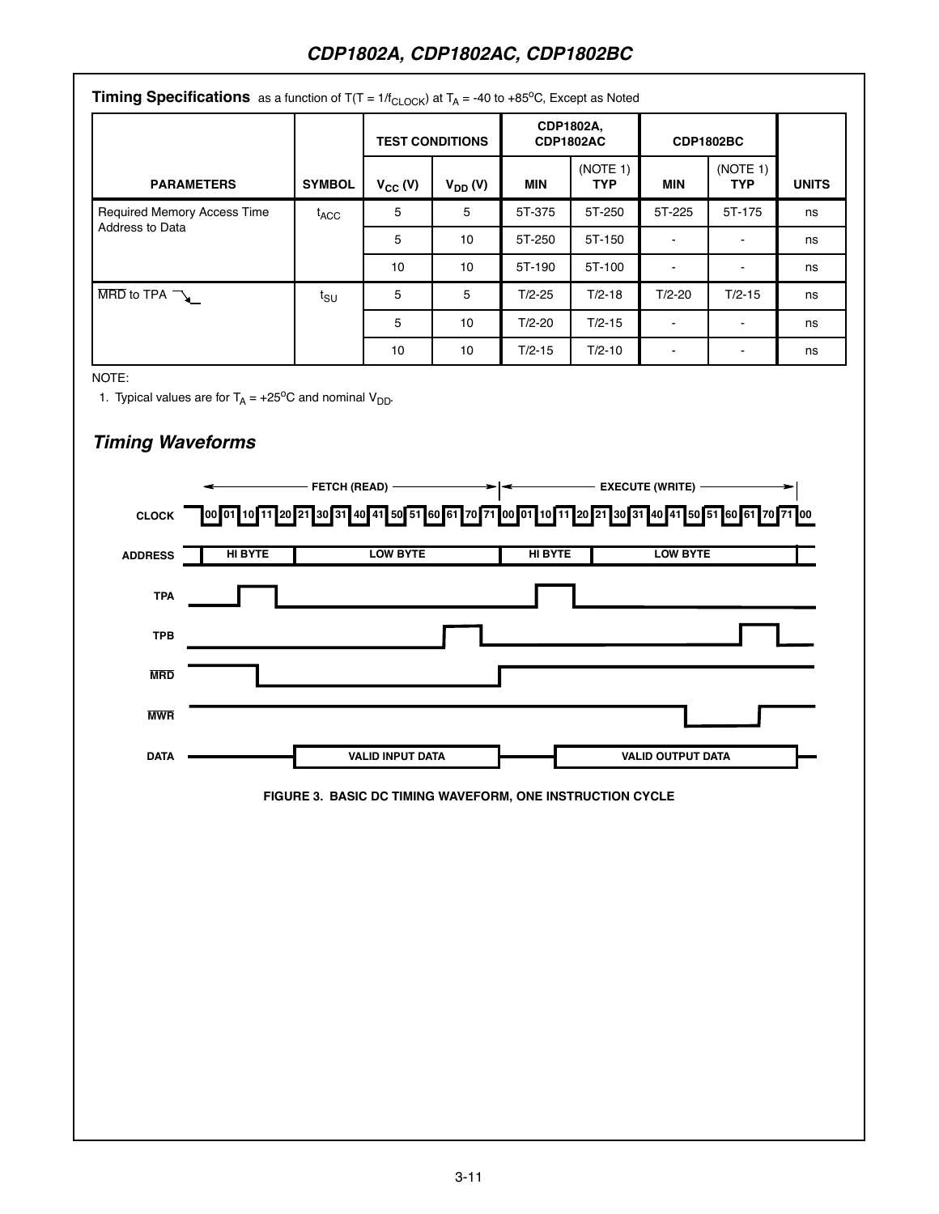## Timing Specifications as a function of T(T = 1/$f_{CLOCK}$) at $T_A$ = -40 to +85°C, Except as Noted

| PARAMETERS | SYMBOL | TEST CONDITIONS | | CDP1802A, CDP1802AC | | CDP1802BC | | UNITS |
|---|---|---|---|---|---|---|---|---|
| | | $V_{CC}$ (V) | $V_{DD}$ (V) | MIN | (NOTE 1) TYP | MIN | (NOTE 1) TYP | |
| Required Memory Access Time Address to Data | $t_{ACC}$ | 5 | 5 | 5T-375 | 5T-250 | 5T-225 | 5T-175 | ns |
| | | 5 | 10 | 5T-250 | 5T-150 | - | - | ns |
| | | 10 | 10 | 5T-190 | 5T-100 | - | - | ns |
| $\overline{MRD}$ to TPA | $t_{SU}$ | 5 | 5 | T/2-25 | T/2-18 | T/2-20 | T/2-15 | ns |
| | | 5 | 10 | T/2-20 | T/2-15 | - | - | ns |
| | | 10 | 10 | T/2-15 | T/2-10 | - | - | ns |

NOTE:

1. Typical values are for $T_A$ = +25°C and nominal $V_{DD}$.

## *Timing Waveforms*

FIGURE 3. BASIC DC TIMING WAVEFORM, ONE INSTRUCTION CYCLE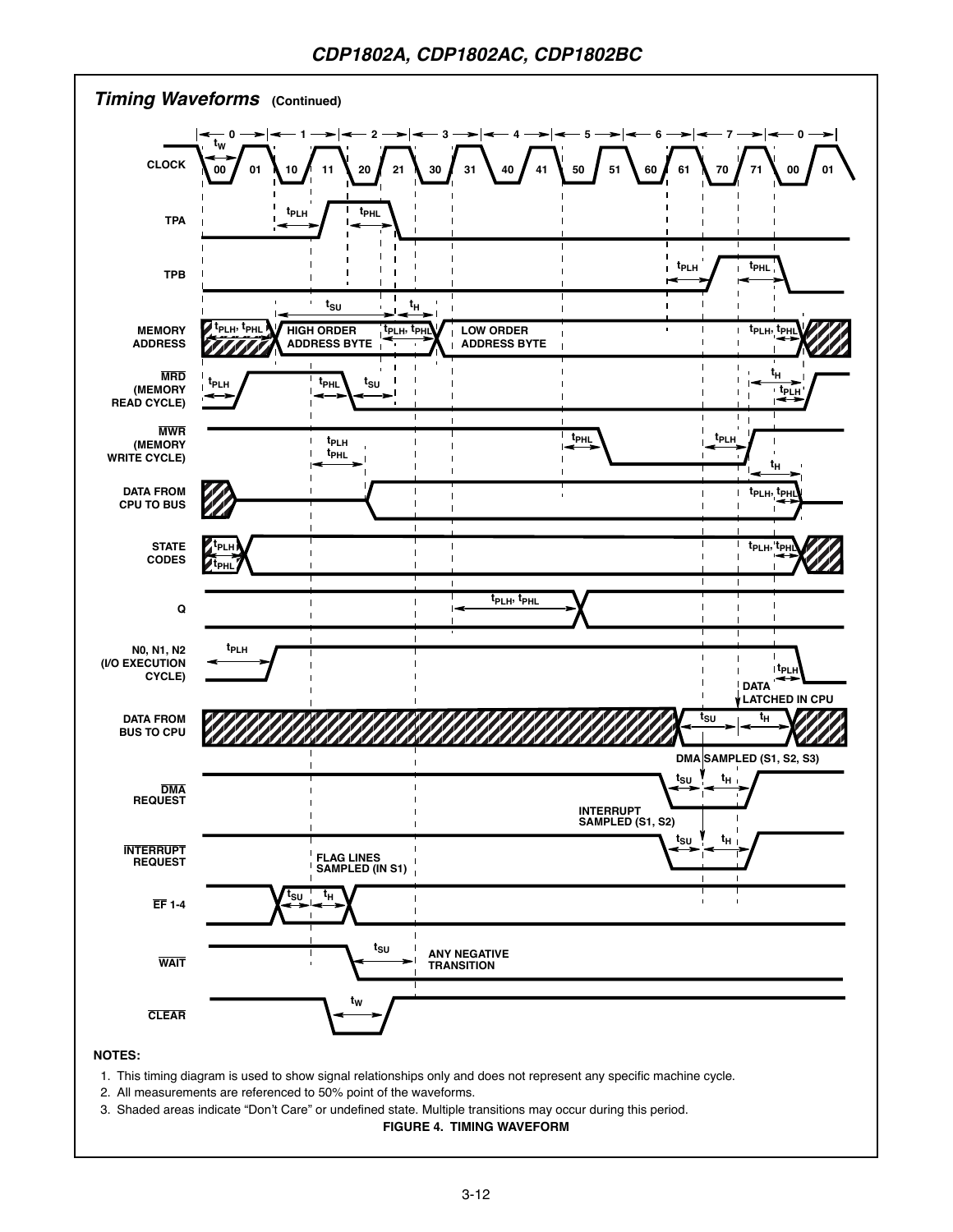## Timing Waveforms (Continued)

NOTES:

1. This timing diagram is used to show signal relationships only and does not represent any specific machine cycle.
2. All measurements are referenced to 50% point of the waveforms.
3. Shaded areas indicate "Don't Care" or undefined state. Multiple transitions may occur during this period.

**FIGURE 4. TIMING WAVEFORM**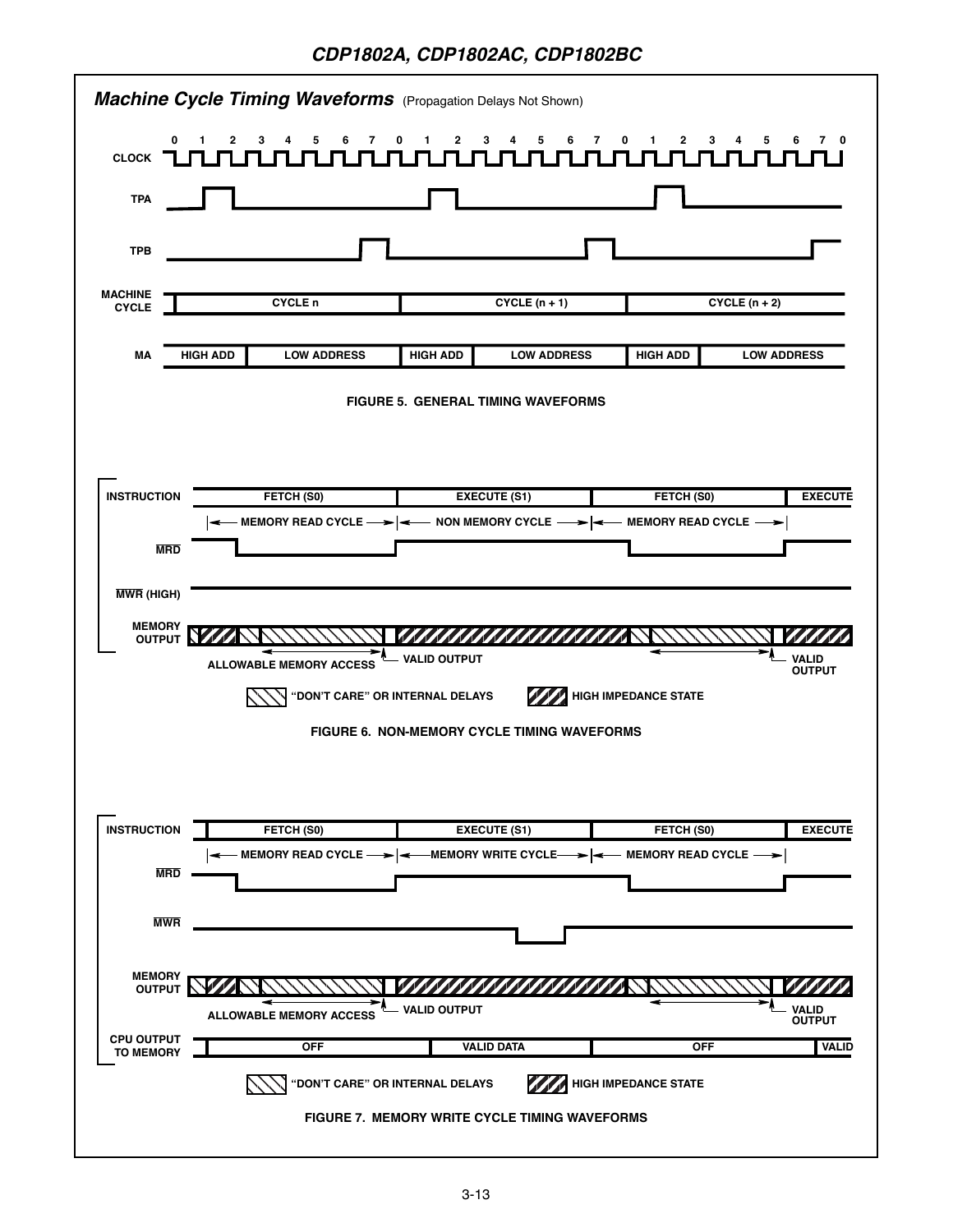## *Machine Cycle Timing Waveforms* (Propagation Delays Not Shown)

CLOCK, TPA, TPB

MACHINE CYCLE: CYCLE n | CYCLE (n + 1) | CYCLE (n + 2)

MA: HIGH ADD | LOW ADDRESS | HIGH ADD | LOW ADDRESS | HIGH ADD | LOW ADDRESS

**FIGURE 5. GENERAL TIMING WAVEFORMS**

INSTRUCTION: FETCH (S0) | EXECUTE (S1) | FETCH (S0) | EXECUTE

MEMORY READ CYCLE | NON MEMORY CYCLE | MEMORY READ CYCLE

$\overline{MRD}$

$\overline{MWR}$ (HIGH)

MEMORY OUTPUT

ALLOWABLE MEMORY ACCESS — VALID OUTPUT — VALID OUTPUT

"DON'T CARE" OR INTERNAL DELAYS — HIGH IMPEDANCE STATE

**FIGURE 6. NON-MEMORY CYCLE TIMING WAVEFORMS**

INSTRUCTION: FETCH (S0) | EXECUTE (S1) | FETCH (S0) | EXECUTE

MEMORY READ CYCLE | MEMORY WRITE CYCLE | MEMORY READ CYCLE

$\overline{MRD}$

$\overline{MWR}$

MEMORY OUTPUT

ALLOWABLE MEMORY ACCESS — VALID OUTPUT — VALID OUTPUT

CPU OUTPUT TO MEMORY: OFF | VALID DATA | OFF | VALID

"DON'T CARE" OR INTERNAL DELAYS — HIGH IMPEDANCE STATE

**FIGURE 7. MEMORY WRITE CYCLE TIMING WAVEFORMS**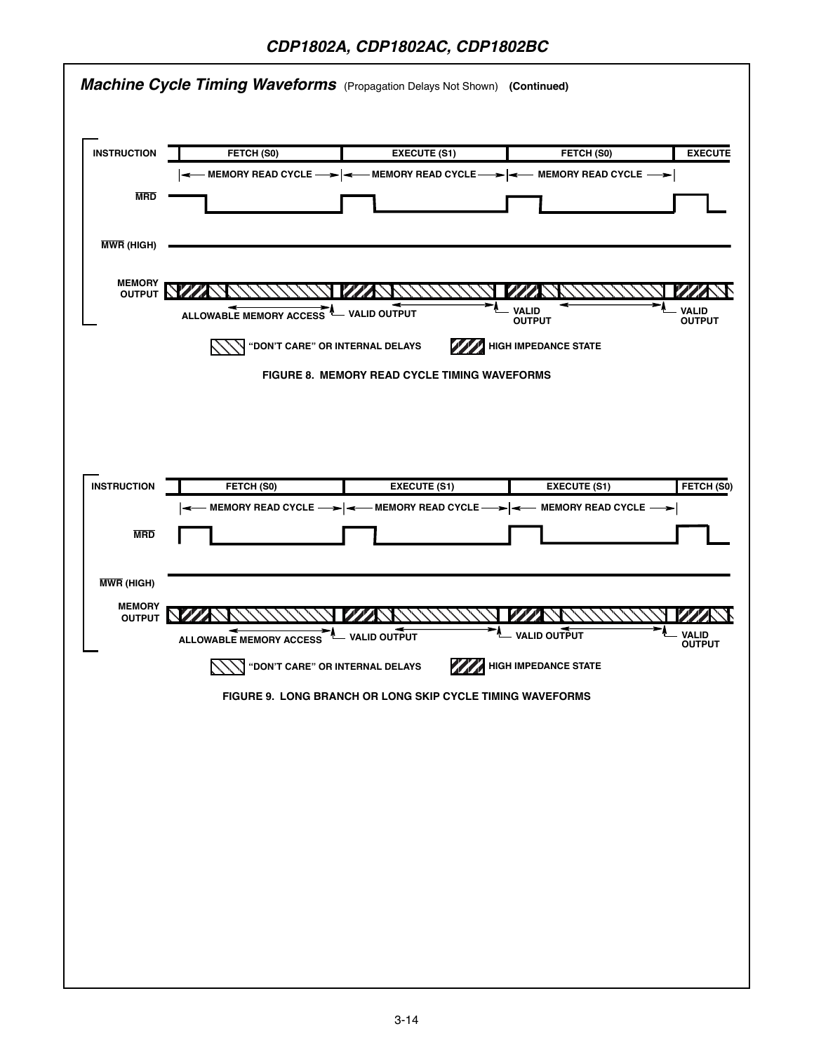## Machine Cycle Timing Waveforms (Propagation Delays Not Shown) (Continued)

INSTRUCTION: FETCH (S0) | EXECUTE (S1) | FETCH (S0) | EXECUTE

MEMORY READ CYCLE | MEMORY READ CYCLE | MEMORY READ CYCLE

$\overline{MRD}$

$\overline{MWR}$ (HIGH)

MEMORY OUTPUT

ALLOWABLE MEMORY ACCESS — VALID OUTPUT — VALID OUTPUT — VALID OUTPUT

"DON'T CARE" OR INTERNAL DELAYS — HIGH IMPEDANCE STATE

FIGURE 8. MEMORY READ CYCLE TIMING WAVEFORMS

INSTRUCTION: FETCH (S0) | EXECUTE (S1) | EXECUTE (S1) | FETCH (S0)

MEMORY READ CYCLE | MEMORY READ CYCLE | MEMORY READ CYCLE

$\overline{MRD}$

$\overline{MWR}$ (HIGH)

MEMORY OUTPUT

ALLOWABLE MEMORY ACCESS — VALID OUTPUT — VALID OUTPUT — VALID OUTPUT

"DON'T CARE" OR INTERNAL DELAYS — HIGH IMPEDANCE STATE

FIGURE 9. LONG BRANCH OR LONG SKIP CYCLE TIMING WAVEFORMS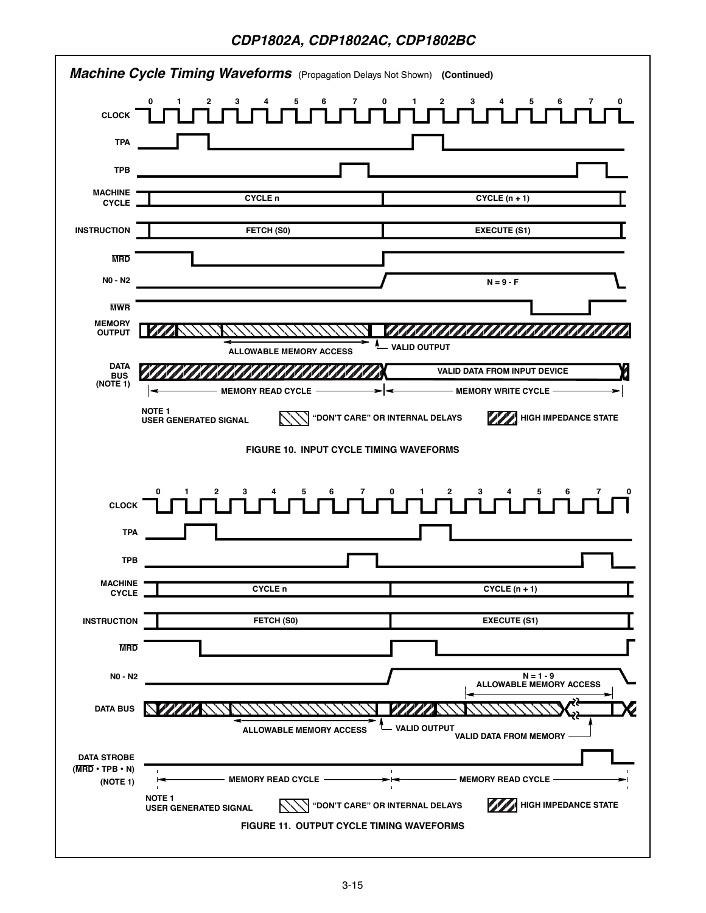## Machine Cycle Timing Waveforms (Propagation Delays Not Shown) (Continued)

CLOCK 0 1 2 3 4 5 6 7 0 1 2 3 4 5 6 7 0

TPA

TPB

MACHINE CYCLE: CYCLE n | CYCLE (n + 1)

INSTRUCTION: FETCH (S0) | EXECUTE (S1)

$\overline{MRD}$

N0 - N2: N = 9 - F

$\overline{MWR}$

MEMORY OUTPUT: ALLOWABLE MEMORY ACCESS, VALID OUTPUT

DATA BUS (NOTE 1): VALID DATA FROM INPUT DEVICE

MEMORY READ CYCLE | MEMORY WRITE CYCLE

NOTE 1
USER GENERATED SIGNAL

"DON'T CARE" OR INTERNAL DELAYS

HIGH IMPEDANCE STATE

FIGURE 10. INPUT CYCLE TIMING WAVEFORMS

CLOCK 0 1 2 3 4 5 6 7 0 1 2 3 4 5 6 7 0

TPA

TPB

MACHINE CYCLE: CYCLE n | CYCLE (n + 1)

INSTRUCTION: FETCH (S0) | EXECUTE (S1)

$\overline{MRD}$

N0 - N2: N = 1 - 9, ALLOWABLE MEMORY ACCESS

DATA BUS: ALLOWABLE MEMORY ACCESS, VALID OUTPUT, VALID DATA FROM MEMORY

DATA STROBE ($\overline{MRD}$ • TPB • N) (NOTE 1)

MEMORY READ CYCLE | MEMORY READ CYCLE

NOTE 1
USER GENERATED SIGNAL

"DON'T CARE" OR INTERNAL DELAYS

HIGH IMPEDANCE STATE

FIGURE 11. OUTPUT CYCLE TIMING WAVEFORMS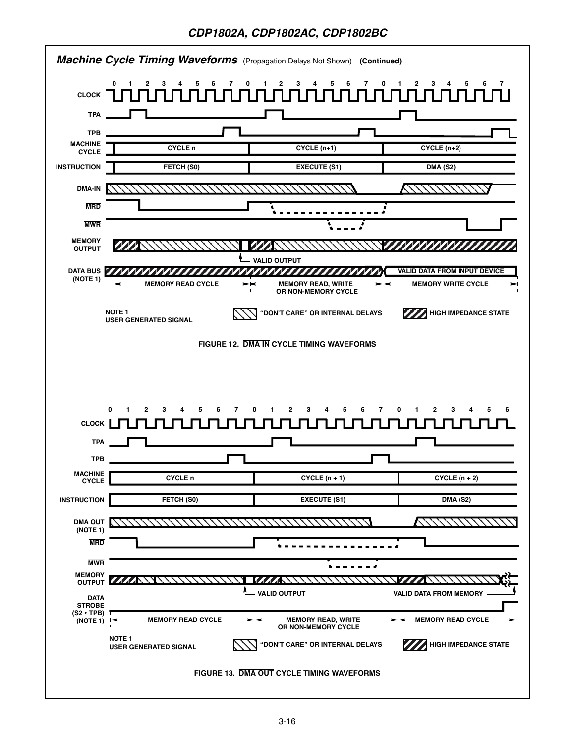## *Machine Cycle Timing Waveforms* (Propagation Delays Not Shown) (Continued)

CLOCK
TPA
TPB
MACHINE CYCLE: CYCLE n | CYCLE (n+1) | CYCLE (n+2)
INSTRUCTION: FETCH (S0) | EXECUTE (S1) | DMA (S2)
DMA-IN
MRD
MWR
MEMORY OUTPUT
VALID OUTPUT
DATA BUS (NOTE 1): VALID DATA FROM INPUT DEVICE
MEMORY READ CYCLE | MEMORY READ, WRITE OR NON-MEMORY CYCLE | MEMORY WRITE CYCLE

NOTE 1
USER GENERATED SIGNAL

"DON'T CARE" OR INTERNAL DELAYS

HIGH IMPEDANCE STATE

FIGURE 12. DMA IN CYCLE TIMING WAVEFORMS

CLOCK
TPA
TPB
MACHINE CYCLE: CYCLE n | CYCLE (n + 1) | CYCLE (n + 2)
INSTRUCTION: FETCH (S0) | EXECUTE (S1) | DMA (S2)
DMA OUT (NOTE 1)
MRD
MWR
MEMORY OUTPUT
VALID OUTPUT
VALID DATA FROM MEMORY
DATA STROBE (S2 • TPB) (NOTE 1)
MEMORY READ CYCLE | MEMORY READ, WRITE OR NON-MEMORY CYCLE | MEMORY READ CYCLE

NOTE 1
USER GENERATED SIGNAL

"DON'T CARE" OR INTERNAL DELAYS

HIGH IMPEDANCE STATE

FIGURE 13. DMA OUT CYCLE TIMING WAVEFORMS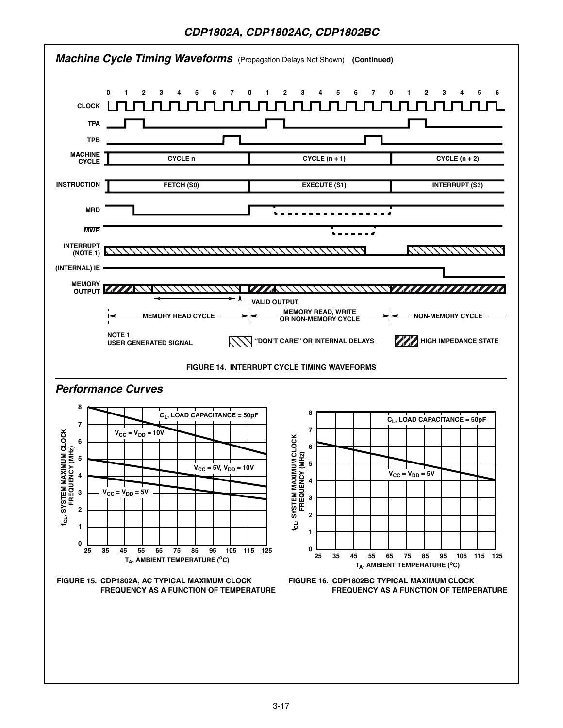## Machine Cycle Timing Waveforms (Propagation Delays Not Shown) (Continued)

FIGURE 14. INTERRUPT CYCLE TIMING WAVEFORMS

## Performance Curves

FIGURE 15. CDP1802A, AC TYPICAL MAXIMUM CLOCK FREQUENCY AS A FUNCTION OF TEMPERATURE

FIGURE 16. CDP1802BC TYPICAL MAXIMUM CLOCK FREQUENCY AS A FUNCTION OF TEMPERATURE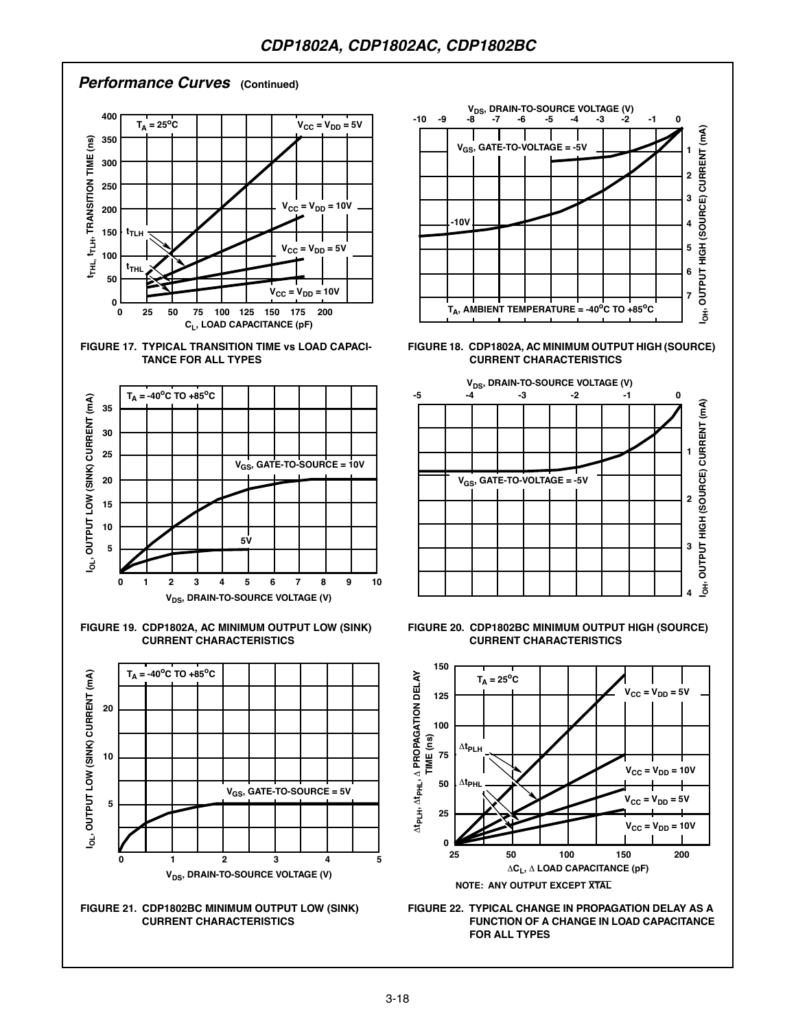## Performance Curves (Continued)

FIGURE 17. TYPICAL TRANSITION TIME vs LOAD CAPACITANCE FOR ALL TYPES

FIGURE 18. CDP1802A, AC MINIMUM OUTPUT HIGH (SOURCE) CURRENT CHARACTERISTICS

FIGURE 19. CDP1802A, AC MINIMUM OUTPUT LOW (SINK) CURRENT CHARACTERISTICS

FIGURE 20. CDP1802BC MINIMUM OUTPUT HIGH (SOURCE) CURRENT CHARACTERISTICS

FIGURE 21. CDP1802BC MINIMUM OUTPUT LOW (SINK) CURRENT CHARACTERISTICS

NOTE: ANY OUTPUT EXCEPT $\overline{XTAL}$

FIGURE 22. TYPICAL CHANGE IN PROPAGATION DELAY AS A FUNCTION OF A CHANGE IN LOAD CAPACITANCE FOR ALL TYPES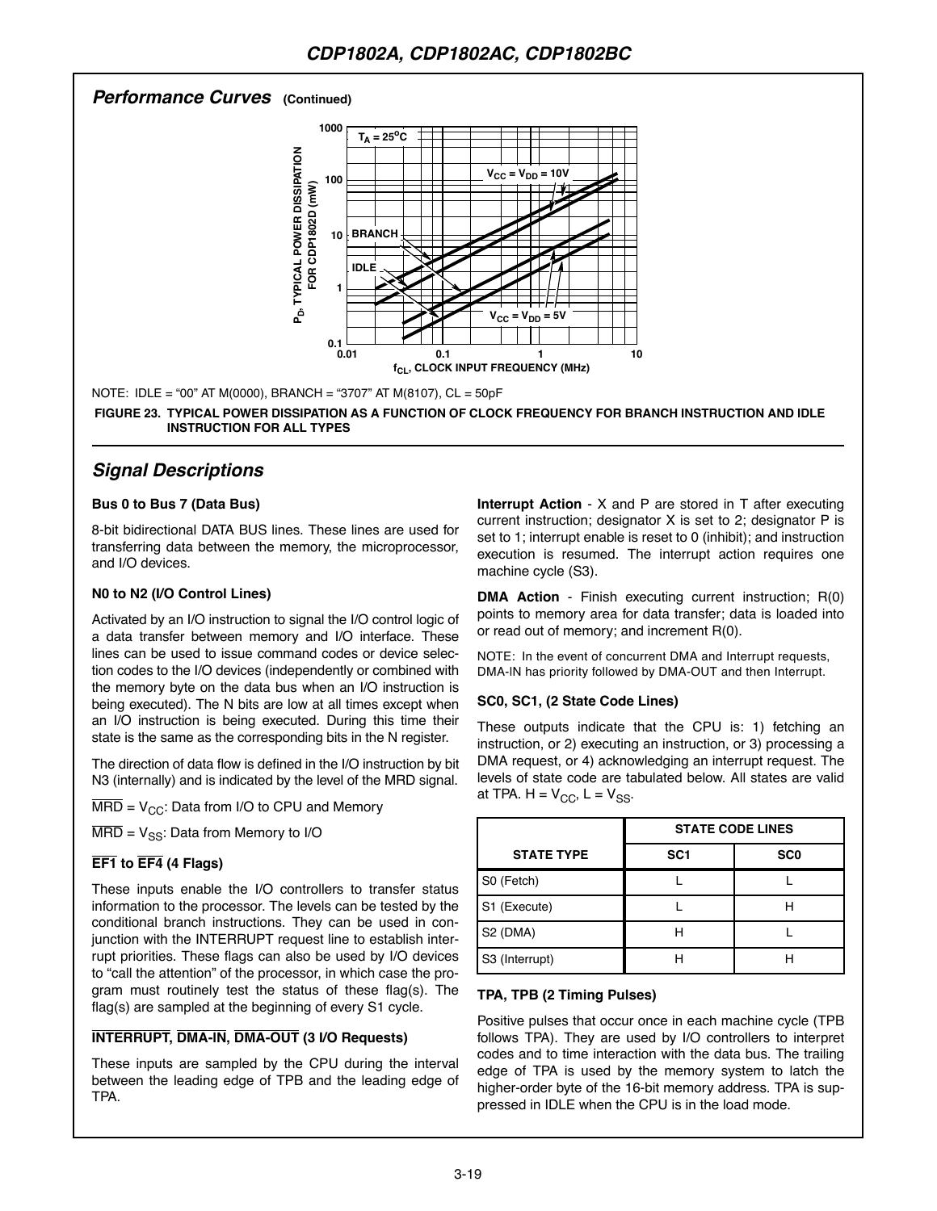## Performance Curves (Continued)

NOTE: IDLE = "00" AT M(0000), BRANCH = "3707" AT M(8107), CL = 50pF

**FIGURE 23. TYPICAL POWER DISSIPATION AS A FUNCTION OF CLOCK FREQUENCY FOR BRANCH INSTRUCTION AND IDLE INSTRUCTION FOR ALL TYPES**

## Signal Descriptions

### Bus 0 to Bus 7 (Data Bus)

8-bit bidirectional DATA BUS lines. These lines are used for transferring data between the memory, the microprocessor, and I/O devices.

### N0 to N2 (I/O Control Lines)

Activated by an I/O instruction to signal the I/O control logic of a data transfer between memory and I/O interface. These lines can be used to issue command codes or device selection codes to the I/O devices (independently or combined with the memory byte on the data bus when an I/O instruction is being executed). The N bits are low at all times except when an I/O instruction is being executed. During this time their state is the same as the corresponding bits in the N register.

The direction of data flow is defined in the I/O instruction by bit N3 (internally) and is indicated by the level of the MRD signal.

$\overline{MRD} = V_{CC}$: Data from I/O to CPU and Memory

$\overline{MRD} = V_{SS}$: Data from Memory to I/O

### $\overline{EF1}$ to $\overline{EF4}$ (4 Flags)

These inputs enable the I/O controllers to transfer status information to the processor. The levels can be tested by the conditional branch instructions. They can be used in conjunction with the INTERRUPT request line to establish interrupt priorities. These flags can also be used by I/O devices to "call the attention" of the processor, in which case the program must routinely test the status of these flag(s). The flag(s) are sampled at the beginning of every S1 cycle.

### $\overline{INTERRUPT}$, $\overline{DMA\text{-}IN}$, $\overline{DMA\text{-}OUT}$ (3 I/O Requests)

These inputs are sampled by the CPU during the interval between the leading edge of TPB and the leading edge of TPA.

**Interrupt Action** - X and P are stored in T after executing current instruction; designator X is set to 2; designator P is set to 1; interrupt enable is reset to 0 (inhibit); and instruction execution is resumed. The interrupt action requires one machine cycle (S3).

**DMA Action** - Finish executing current instruction; R(0) points to memory area for data transfer; data is loaded into or read out of memory; and increment R(0).

NOTE: In the event of concurrent DMA and Interrupt requests, DMA-IN has priority followed by DMA-OUT and then Interrupt.

### SC0, SC1, (2 State Code Lines)

These outputs indicate that the CPU is: 1) fetching an instruction, or 2) executing an instruction, or 3) processing a DMA request, or 4) acknowledging an interrupt request. The levels of state code are tabulated below. All states are valid at TPA. H = $V_{CC}$, L = $V_{SS}$.

| STATE TYPE | STATE CODE LINES | |
|---|---|---|
| | SC1 | SC0 |
| S0 (Fetch) | L | L |
| S1 (Execute) | L | H |
| S2 (DMA) | H | L |
| S3 (Interrupt) | H | H |

### TPA, TPB (2 Timing Pulses)

Positive pulses that occur once in each machine cycle (TPB follows TPA). They are used by I/O controllers to interpret codes and to time interaction with the data bus. The trailing edge of TPA is used by the memory system to latch the higher-order byte of the 16-bit memory address. TPA is suppressed in IDLE when the CPU is in the load mode.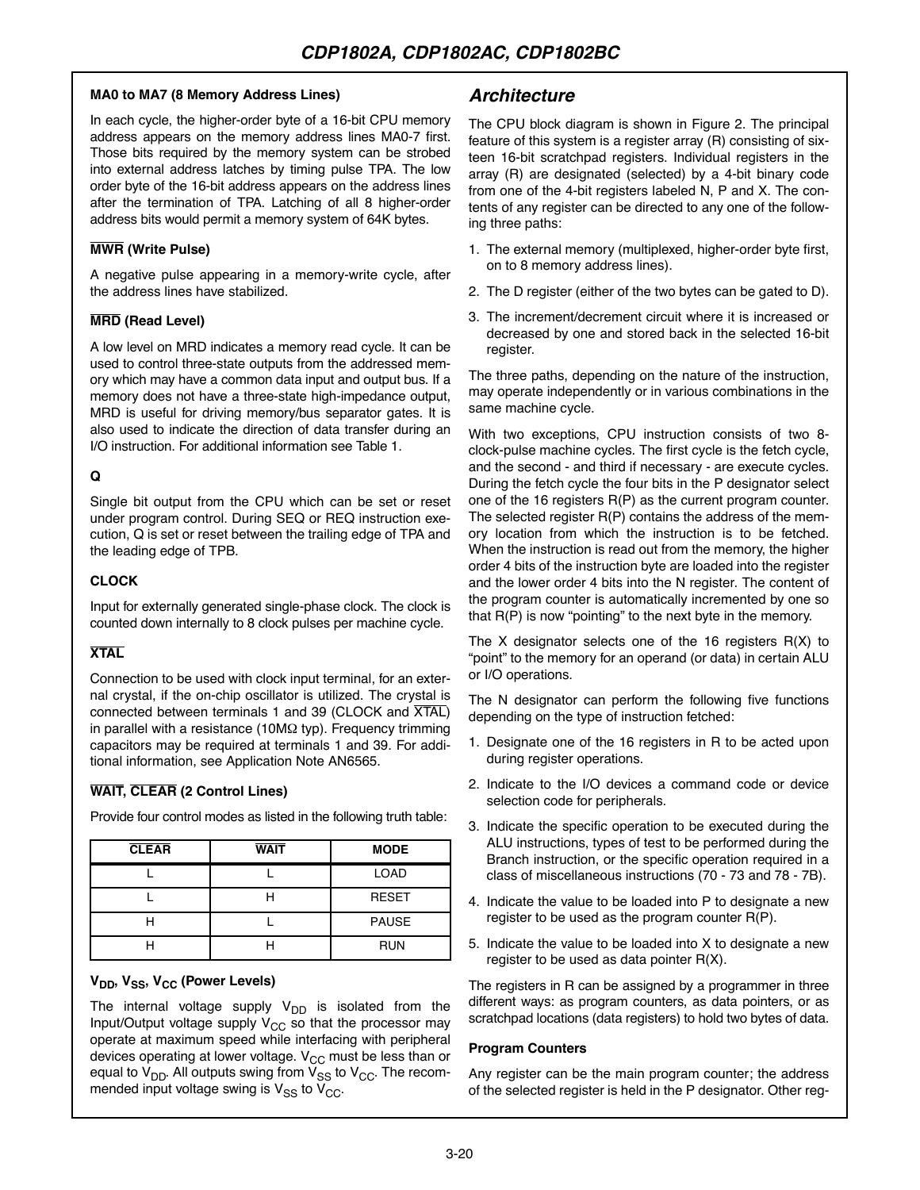#### MA0 to MA7 (8 Memory Address Lines)

In each cycle, the higher-order byte of a 16-bit CPU memory address appears on the memory address lines MA0-7 first. Those bits required by the memory system can be strobed into external address latches by timing pulse TPA. The low order byte of the 16-bit address appears on the address lines after the termination of TPA. Latching of all 8 higher-order address bits would permit a memory system of 64K bytes.

#### $\overline{\text{MWR}}$ (Write Pulse)

A negative pulse appearing in a memory-write cycle, after the address lines have stabilized.

#### $\overline{\text{MRD}}$ (Read Level)

A low level on MRD indicates a memory read cycle. It can be used to control three-state outputs from the addressed memory which may have a common data input and output bus. If a memory does not have a three-state high-impedance output, MRD is useful for driving memory/bus separator gates. It is also used to indicate the direction of data transfer during an I/O instruction. For additional information see Table 1.

#### Q

Single bit output from the CPU which can be set or reset under program control. During SEQ or REQ instruction execution, Q is set or reset between the trailing edge of TPA and the leading edge of TPB.

#### CLOCK

Input for externally generated single-phase clock. The clock is counted down internally to 8 clock pulses per machine cycle.

#### $\overline{\text{XTAL}}$

Connection to be used with clock input terminal, for an external crystal, if the on-chip oscillator is utilized. The crystal is connected between terminals 1 and 39 (CLOCK and $\overline{\text{XTAL}}$) in parallel with a resistance (10MΩ typ). Frequency trimming capacitors may be required at terminals 1 and 39. For additional information, see Application Note AN6565.

#### $\overline{\text{WAIT}}$, $\overline{\text{CLEAR}}$ (2 Control Lines)

Provide four control modes as listed in the following truth table:

| $\overline{\text{CLEAR}}$ | $\overline{\text{WAIT}}$ | MODE |
|---|---|---|
| L | L | LOAD |
| L | H | RESET |
| H | L | PAUSE |
| H | H | RUN |

#### $V_{DD}$, $V_{SS}$, $V_{CC}$ (Power Levels)

The internal voltage supply $V_{DD}$ is isolated from the Input/Output voltage supply $V_{CC}$ so that the processor may operate at maximum speed while interfacing with peripheral devices operating at lower voltage. $V_{CC}$ must be less than or equal to $V_{DD}$. All outputs swing from $V_{SS}$ to $V_{CC}$. The recommended input voltage swing is $V_{SS}$ to $V_{CC}$.

## Architecture

The CPU block diagram is shown in Figure 2. The principal feature of this system is a register array (R) consisting of sixteen 16-bit scratchpad registers. Individual registers in the array (R) are designated (selected) by a 4-bit binary code from one of the 4-bit registers labeled N, P and X. The contents of any register can be directed to any one of the following three paths:

1. The external memory (multiplexed, higher-order byte first, on to 8 memory address lines).
2. The D register (either of the two bytes can be gated to D).
3. The increment/decrement circuit where it is increased or decreased by one and stored back in the selected 16-bit register.

The three paths, depending on the nature of the instruction, may operate independently or in various combinations in the same machine cycle.

With two exceptions, CPU instruction consists of two 8-clock-pulse machine cycles. The first cycle is the fetch cycle, and the second - and third if necessary - are execute cycles. During the fetch cycle the four bits in the P designator select one of the 16 registers R(P) as the current program counter. The selected register R(P) contains the address of the memory location from which the instruction is to be fetched. When the instruction is read out from the memory, the higher order 4 bits of the instruction byte are loaded into the register and the lower order 4 bits into the N register. The content of the program counter is automatically incremented by one so that R(P) is now "pointing" to the next byte in the memory.

The X designator selects one of the 16 registers R(X) to "point" to the memory for an operand (or data) in certain ALU or I/O operations.

The N designator can perform the following five functions depending on the type of instruction fetched:

1. Designate one of the 16 registers in R to be acted upon during register operations.
2. Indicate to the I/O devices a command code or device selection code for peripherals.
3. Indicate the specific operation to be executed during the ALU instructions, types of test to be performed during the Branch instruction, or the specific operation required in a class of miscellaneous instructions (70 - 73 and 78 - 7B).
4. Indicate the value to be loaded into P to designate a new register to be used as the program counter R(P).
5. Indicate the value to be loaded into X to designate a new register to be used as data pointer R(X).

The registers in R can be assigned by a programmer in three different ways: as program counters, as data pointers, or as scratchpad locations (data registers) to hold two bytes of data.

#### Program Counters

Any register can be the main program counter; the address of the selected register is held in the P designator. Other reg-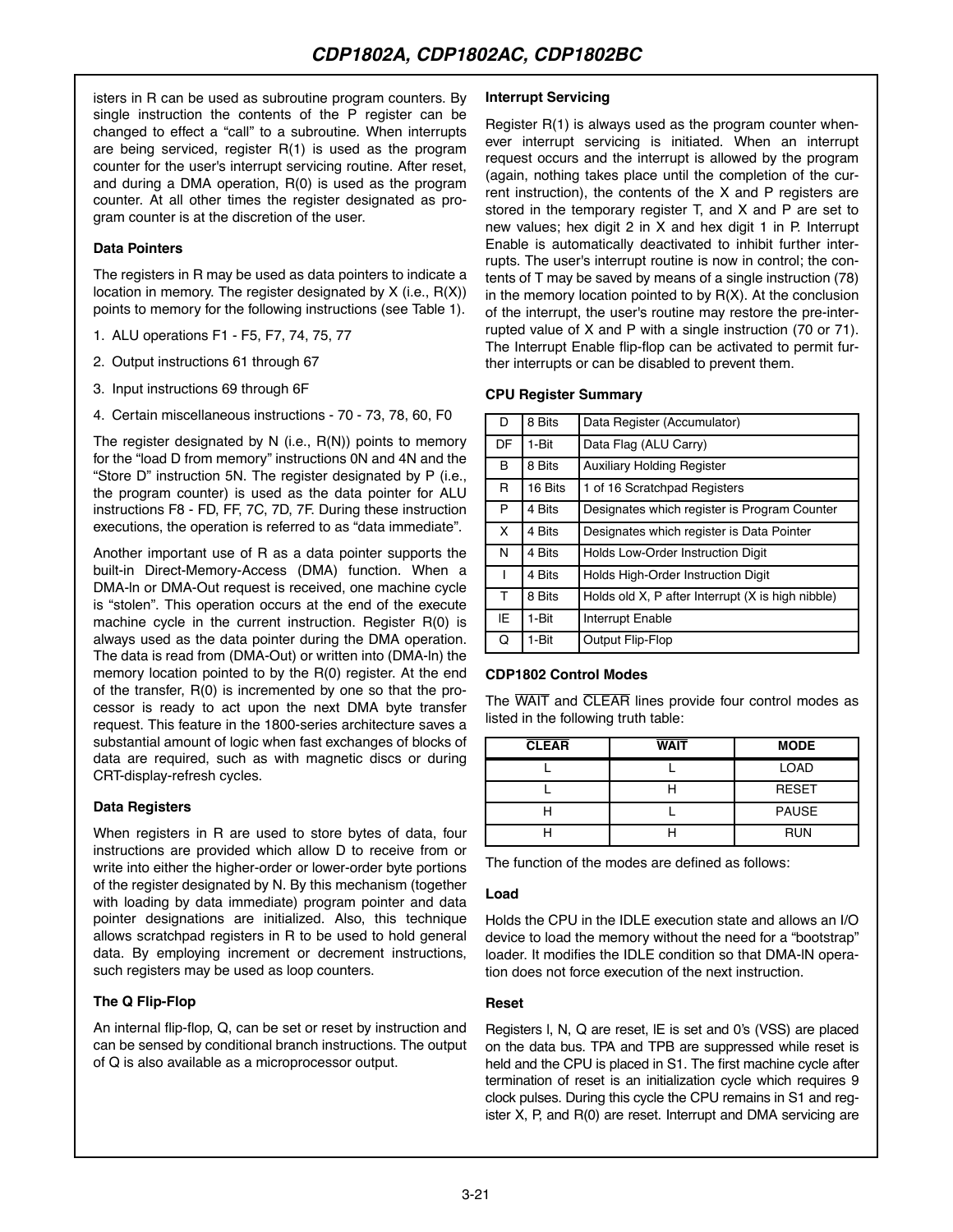isters in R can be used as subroutine program counters. By single instruction the contents of the P register can be changed to effect a "call" to a subroutine. When interrupts are being serviced, register R(1) is used as the program counter for the user's interrupt servicing routine. After reset, and during a DMA operation, R(0) is used as the program counter. At all other times the register designated as program counter is at the discretion of the user.

### Data Pointers

The registers in R may be used as data pointers to indicate a location in memory. The register designated by X (i.e., R(X)) points to memory for the following instructions (see Table 1).

1. ALU operations F1 - F5, F7, 74, 75, 77
2. Output instructions 61 through 67
3. Input instructions 69 through 6F
4. Certain miscellaneous instructions - 70 - 73, 78, 60, F0

The register designated by N (i.e., R(N)) points to memory for the "load D from memory" instructions 0N and 4N and the "Store D" instruction 5N. The register designated by P (i.e., the program counter) is used as the data pointer for ALU instructions F8 - FD, FF, 7C, 7D, 7F. During these instruction executions, the operation is referred to as "data immediate".

Another important use of R as a data pointer supports the built-in Direct-Memory-Access (DMA) function. When a DMA-In or DMA-Out request is received, one machine cycle is "stolen". This operation occurs at the end of the execute machine cycle in the current instruction. Register R(0) is always used as the data pointer during the DMA operation. The data is read from (DMA-Out) or written into (DMA-In) the memory location pointed to by the R(0) register. At the end of the transfer, R(0) is incremented by one so that the processor is ready to act upon the next DMA byte transfer request. This feature in the 1800-series architecture saves a substantial amount of logic when fast exchanges of blocks of data are required, such as with magnetic discs or during CRT-display-refresh cycles.

### Data Registers

When registers in R are used to store bytes of data, four instructions are provided which allow D to receive from or write into either the higher-order or lower-order byte portions of the register designated by N. By this mechanism (together with loading by data immediate) program pointer and data pointer designations are initialized. Also, this technique allows scratchpad registers in R to be used to hold general data. By employing increment or decrement instructions, such registers may be used as loop counters.

### The Q Flip-Flop

An internal flip-flop, Q, can be set or reset by instruction and can be sensed by conditional branch instructions. The output of Q is also available as a microprocessor output.

### Interrupt Servicing

Register R(1) is always used as the program counter whenever interrupt servicing is initiated. When an interrupt request occurs and the interrupt is allowed by the program (again, nothing takes place until the completion of the current instruction), the contents of the X and P registers are stored in the temporary register T, and X and P are set to new values; hex digit 2 in X and hex digit 1 in P. Interrupt Enable is automatically deactivated to inhibit further interrupts. The user's interrupt routine is now in control; the contents of T may be saved by means of a single instruction (78) in the memory location pointed to by R(X). At the conclusion of the interrupt, the user's routine may restore the pre-interrupted value of X and P with a single instruction (70 or 71). The Interrupt Enable flip-flop can be activated to permit further interrupts or can be disabled to prevent them.

### CPU Register Summary

| | | |
|---|---|---|
| D | 8 Bits | Data Register (Accumulator) |
| DF | 1-Bit | Data Flag (ALU Carry) |
| B | 8 Bits | Auxiliary Holding Register |
| R | 16 Bits | 1 of 16 Scratchpad Registers |
| P | 4 Bits | Designates which register is Program Counter |
| X | 4 Bits | Designates which register is Data Pointer |
| N | 4 Bits | Holds Low-Order Instruction Digit |
| I | 4 Bits | Holds High-Order Instruction Digit |
| T | 8 Bits | Holds old X, P after Interrupt (X is high nibble) |
| IE | 1-Bit | Interrupt Enable |
| Q | 1-Bit | Output Flip-Flop |

### CDP1802 Control Modes

The $\overline{\text{WAIT}}$ and $\overline{\text{CLEAR}}$ lines provide four control modes as listed in the following truth table:

| $\overline{\text{CLEAR}}$ | $\overline{\text{WAIT}}$ | MODE |
|---|---|---|
| L | L | LOAD |
| L | H | RESET |
| H | L | PAUSE |
| H | H | RUN |

The function of the modes are defined as follows:

### Load

Holds the CPU in the IDLE execution state and allows an I/O device to load the memory without the need for a "bootstrap" loader. It modifies the IDLE condition so that DMA-IN operation does not force execution of the next instruction.

### Reset

Registers I, N, Q are reset, IE is set and 0's (VSS) are placed on the data bus. TPA and TPB are suppressed while reset is held and the CPU is placed in S1. The first machine cycle after termination of reset is an initialization cycle which requires 9 clock pulses. During this cycle the CPU remains in S1 and register X, P, and R(0) are reset. Interrupt and DMA servicing are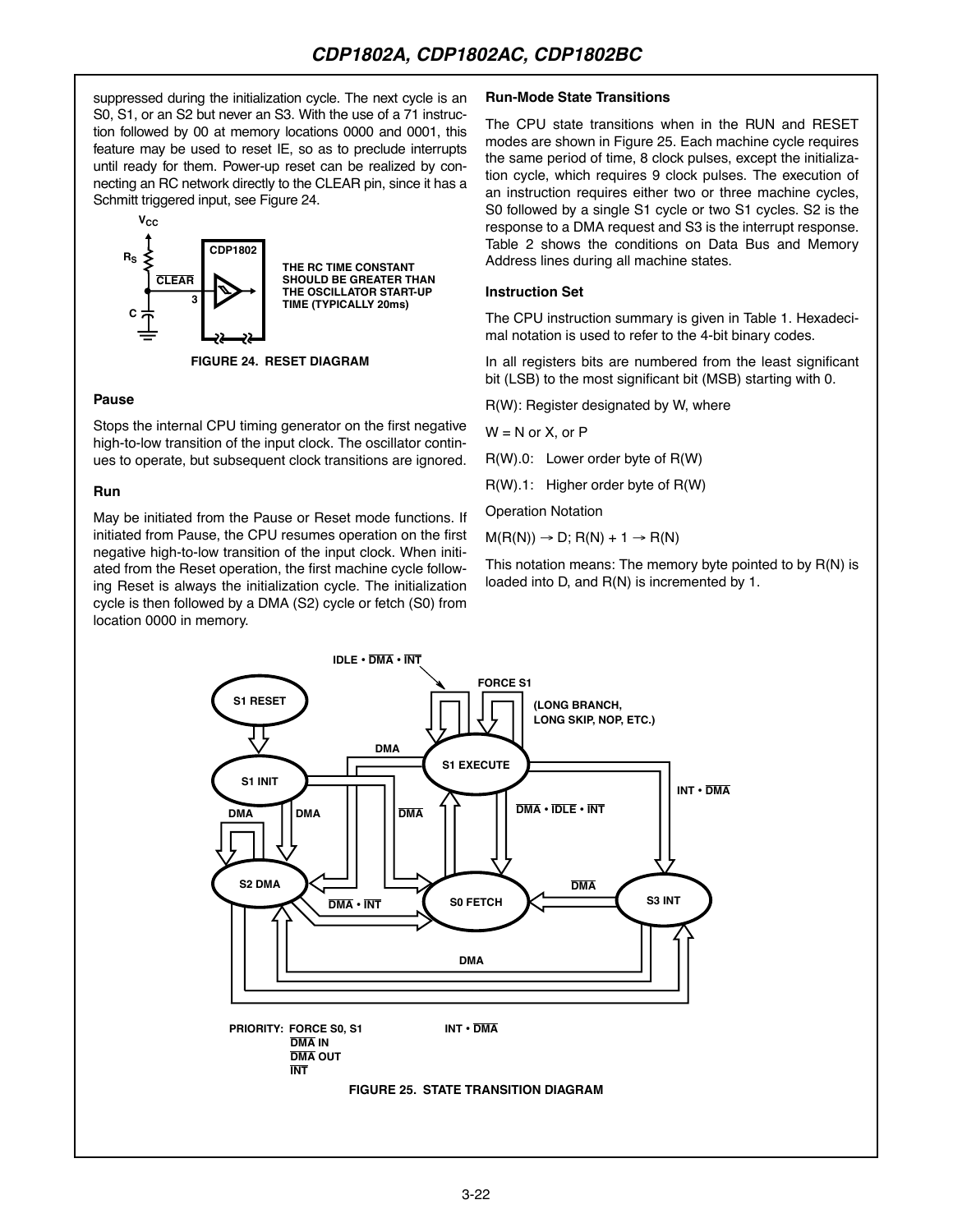suppressed during the initialization cycle. The next cycle is an S0, S1, or an S2 but never an S3. With the use of a 71 instruction followed by 00 at memory locations 0000 and 0001, this feature may be used to reset IE, so as to preclude interrupts until ready for them. Power-up reset can be realized by connecting an RC network directly to the CLEAR pin, since it has a Schmitt triggered input, see Figure 24.

FIGURE 24. RESET DIAGRAM

### Pause

Stops the internal CPU timing generator on the first negative high-to-low transition of the input clock. The oscillator continues to operate, but subsequent clock transitions are ignored.

### Run

May be initiated from the Pause or Reset mode functions. If initiated from Pause, the CPU resumes operation on the first negative high-to-low transition of the input clock. When initiated from the Reset operation, the first machine cycle following Reset is always the initialization cycle. The initialization cycle is then followed by a DMA (S2) cycle or fetch (S0) from location 0000 in memory.

### Run-Mode State Transitions

The CPU state transitions when in the RUN and RESET modes are shown in Figure 25. Each machine cycle requires the same period of time, 8 clock pulses, except the initialization cycle, which requires 9 clock pulses. The execution of an instruction requires either two or three machine cycles, S0 followed by a single S1 cycle or two S1 cycles. S2 is the response to a DMA request and S3 is the interrupt response. Table 2 shows the conditions on Data Bus and Memory Address lines during all machine states.

### Instruction Set

The CPU instruction summary is given in Table 1. Hexadecimal notation is used to refer to the 4-bit binary codes.

In all registers bits are numbered from the least significant bit (LSB) to the most significant bit (MSB) starting with 0.

R(W): Register designated by W, where

W = N or X, or P

R(W).0: Lower order byte of R(W)

R(W).1: Higher order byte of R(W)

Operation Notation

$M(R(N)) \rightarrow D; R(N) + 1 \rightarrow R(N)$

This notation means: The memory byte pointed to by R(N) is loaded into D, and R(N) is incremented by 1.

FIGURE 25. STATE TRANSITION DIAGRAM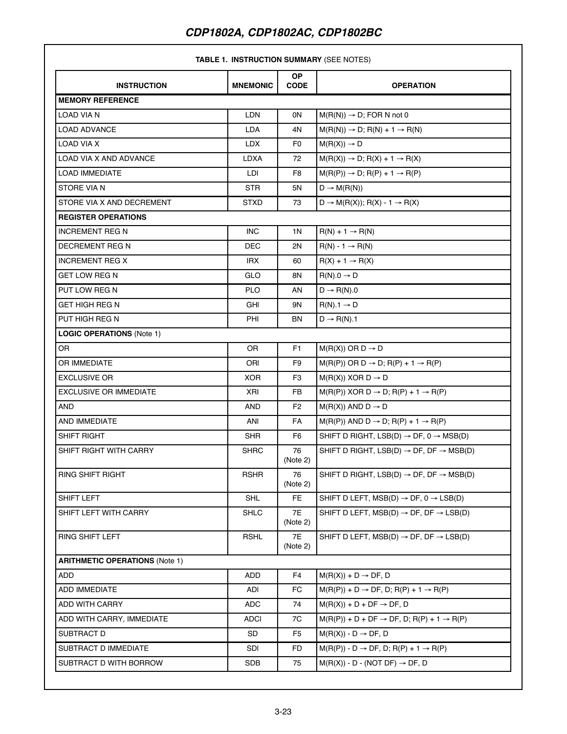**TABLE 1. INSTRUCTION SUMMARY** (SEE NOTES)

| INSTRUCTION | MNEMONIC | OP CODE | OPERATION |
|---|---|---|---|
| **MEMORY REFERENCE** | | | |
| LOAD VIA N | LDN | 0N | M(R(N)) → D; FOR N not 0 |
| LOAD ADVANCE | LDA | 4N | M(R(N)) → D; R(N) + 1 → R(N) |
| LOAD VIA X | LDX | F0 | M(R(X)) → D |
| LOAD VIA X AND ADVANCE | LDXA | 72 | M(R(X)) → D; R(X) + 1 → R(X) |
| LOAD IMMEDIATE | LDI | F8 | M(R(P)) → D; R(P) + 1 → R(P) |
| STORE VIA N | STR | 5N | D → M(R(N)) |
| STORE VIA X AND DECREMENT | STXD | 73 | D → M(R(X)); R(X) - 1 → R(X) |
| **REGISTER OPERATIONS** | | | |
| INCREMENT REG N | INC | 1N | R(N) + 1 → R(N) |
| DECREMENT REG N | DEC | 2N | R(N) - 1 → R(N) |
| INCREMENT REG X | IRX | 60 | R(X) + 1 → R(X) |
| GET LOW REG N | GLO | 8N | R(N).0 → D |
| PUT LOW REG N | PLO | AN | D → R(N).0 |
| GET HIGH REG N | GHI | 9N | R(N).1 → D |
| PUT HIGH REG N | PHI | BN | D → R(N).1 |
| **LOGIC OPERATIONS** (Note 1) | | | |
| OR | OR | F1 | M(R(X)) OR D → D |
| OR IMMEDIATE | ORI | F9 | M(R(P)) OR D → D; R(P) + 1 → R(P) |
| EXCLUSIVE OR | XOR | F3 | M(R(X)) XOR D → D |
| EXCLUSIVE OR IMMEDIATE | XRI | FB | M(R(P)) XOR D → D; R(P) + 1 → R(P) |
| AND | AND | F2 | M(R(X)) AND D → D |
| AND IMMEDIATE | ANI | FA | M(R(P)) AND D → D; R(P) + 1 → R(P) |
| SHIFT RIGHT | SHR | F6 | SHIFT D RIGHT, LSB(D) → DF, 0 → MSB(D) |
| SHIFT RIGHT WITH CARRY | SHRC | 76 (Note 2) | SHIFT D RIGHT, LSB(D) → DF, DF → MSB(D) |
| RING SHIFT RIGHT | RSHR | 76 (Note 2) | SHIFT D RIGHT, LSB(D) → DF, DF → MSB(D) |
| SHIFT LEFT | SHL | FE | SHIFT D LEFT, MSB(D) → DF, 0 → LSB(D) |
| SHIFT LEFT WITH CARRY | SHLC | 7E (Note 2) | SHIFT D LEFT, MSB(D) → DF, DF → LSB(D) |
| RING SHIFT LEFT | RSHL | 7E (Note 2) | SHIFT D LEFT, MSB(D) → DF, DF → LSB(D) |
| **ARITHMETIC OPERATIONS** (Note 1) | | | |
| ADD | ADD | F4 | M(R(X)) + D → DF, D |
| ADD IMMEDIATE | ADI | FC | M(R(P)) + D → DF, D; R(P) + 1 → R(P) |
| ADD WITH CARRY | ADC | 74 | M(R(X)) + D + DF → DF, D |
| ADD WITH CARRY, IMMEDIATE | ADCI | 7C | M(R(P)) + D + DF → DF, D; R(P) + 1 → R(P) |
| SUBTRACT D | SD | F5 | M(R(X)) - D → DF, D |
| SUBTRACT D IMMEDIATE | SDI | FD | M(R(P)) - D → DF, D; R(P) + 1 → R(P) |
| SUBTRACT D WITH BORROW | SDB | 75 | M(R(X)) - D - (NOT DF) → DF, D |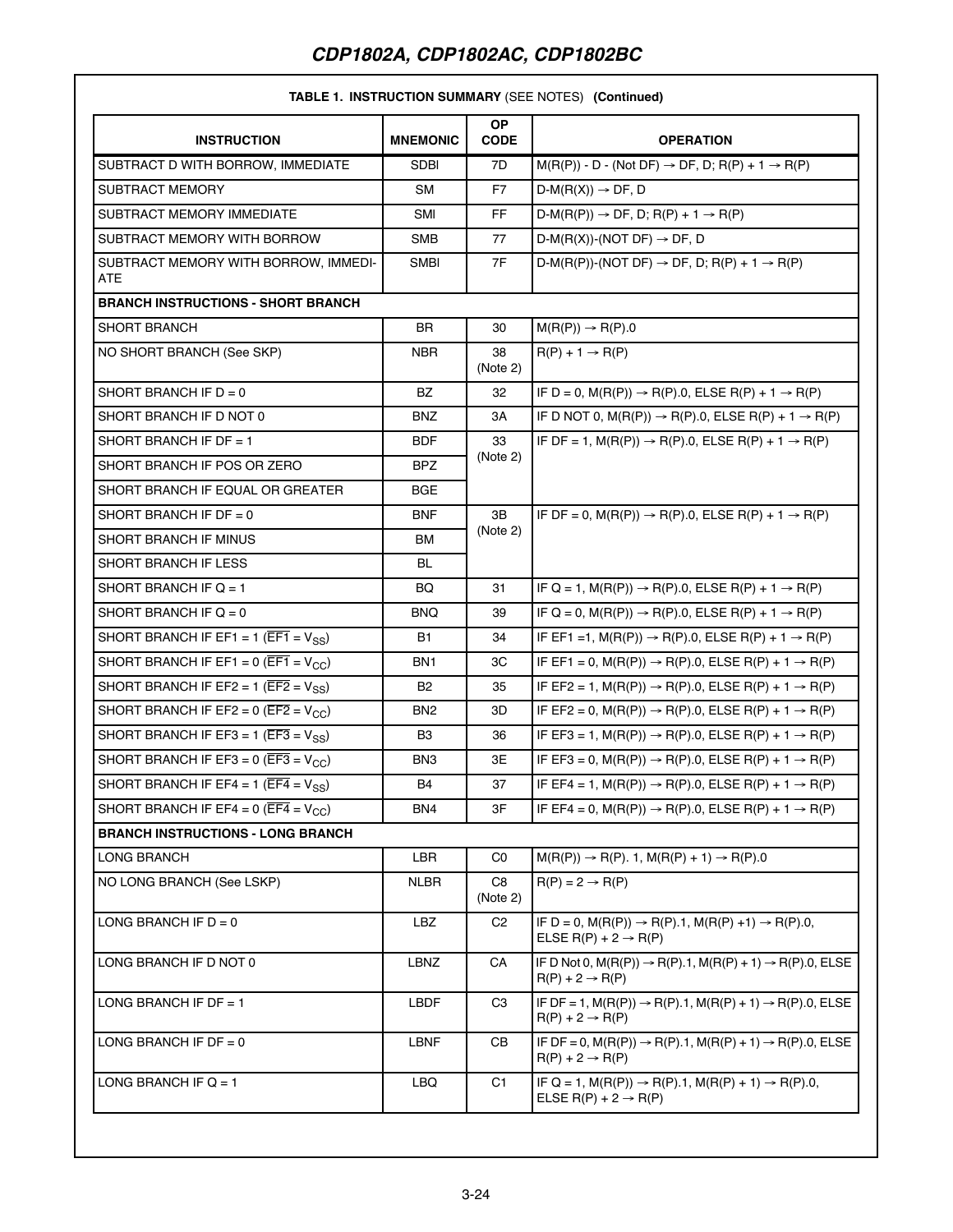**TABLE 1. INSTRUCTION SUMMARY** (SEE NOTES) **(Continued)**

| INSTRUCTION | MNEMONIC | OP CODE | OPERATION |
|---|---|---|---|
| SUBTRACT D WITH BORROW, IMMEDIATE | SDBI | 7D | M(R(P)) - D - (Not DF) → DF, D; R(P) + 1 → R(P) |
| SUBTRACT MEMORY | SM | F7 | D-M(R(X)) → DF, D |
| SUBTRACT MEMORY IMMEDIATE | SMI | FF | D-M(R(P)) → DF, D; R(P) + 1 → R(P) |
| SUBTRACT MEMORY WITH BORROW | SMB | 77 | D-M(R(X))-(NOT DF) → DF, D |
| SUBTRACT MEMORY WITH BORROW, IMMEDIATE | SMBI | 7F | D-M(R(P))-(NOT DF) → DF, D; R(P) + 1 → R(P) |
| **BRANCH INSTRUCTIONS - SHORT BRANCH** | | | |
| SHORT BRANCH | BR | 30 | M(R(P)) → R(P).0 |
| NO SHORT BRANCH (See SKP) | NBR | 38 (Note 2) | R(P) + 1 → R(P) |
| SHORT BRANCH IF D = 0 | BZ | 32 | IF D = 0, M(R(P)) → R(P).0, ELSE R(P) + 1 → R(P) |
| SHORT BRANCH IF D NOT 0 | BNZ | 3A | IF D NOT 0, M(R(P)) → R(P).0, ELSE R(P) + 1 → R(P) |
| SHORT BRANCH IF DF = 1 | BDF | 33 (Note 2) | IF DF = 1, M(R(P)) → R(P).0, ELSE R(P) + 1 → R(P) |
| SHORT BRANCH IF POS OR ZERO | BPZ | | |
| SHORT BRANCH IF EQUAL OR GREATER | BGE | | |
| SHORT BRANCH IF DF = 0 | BNF | 3B (Note 2) | IF DF = 0, M(R(P)) → R(P).0, ELSE R(P) + 1 → R(P) |
| SHORT BRANCH IF MINUS | BM | | |
| SHORT BRANCH IF LESS | BL | | |
| SHORT BRANCH IF Q = 1 | BQ | 31 | IF Q = 1, M(R(P)) → R(P).0, ELSE R(P) + 1 → R(P) |
| SHORT BRANCH IF Q = 0 | BNQ | 39 | IF Q = 0, M(R(P)) → R(P).0, ELSE R(P) + 1 → R(P) |
| SHORT BRANCH IF EF1 = 1 ($\overline{EF1} = V_{SS}$) | B1 | 34 | IF EF1 =1, M(R(P)) → R(P).0, ELSE R(P) + 1 → R(P) |
| SHORT BRANCH IF EF1 = 0 ($\overline{EF1} = V_{CC}$) | BN1 | 3C | IF EF1 = 0, M(R(P)) → R(P).0, ELSE R(P) + 1 → R(P) |
| SHORT BRANCH IF EF2 = 1 ($\overline{EF2} = V_{SS}$) | B2 | 35 | IF EF2 = 1, M(R(P)) → R(P).0, ELSE R(P) + 1 → R(P) |
| SHORT BRANCH IF EF2 = 0 ($\overline{EF2} = V_{CC}$) | BN2 | 3D | IF EF2 = 0, M(R(P)) → R(P).0, ELSE R(P) + 1 → R(P) |
| SHORT BRANCH IF EF3 = 1 ($\overline{EF3} = V_{SS}$) | B3 | 36 | IF EF3 = 1, M(R(P)) → R(P).0, ELSE R(P) + 1 → R(P) |
| SHORT BRANCH IF EF3 = 0 ($\overline{EF3} = V_{CC}$) | BN3 | 3E | IF EF3 = 0, M(R(P)) → R(P).0, ELSE R(P) + 1 → R(P) |
| SHORT BRANCH IF EF4 = 1 ($\overline{EF4} = V_{SS}$) | B4 | 37 | IF EF4 = 1, M(R(P)) → R(P).0, ELSE R(P) + 1 → R(P) |
| SHORT BRANCH IF EF4 = 0 ($\overline{EF4} = V_{CC}$) | BN4 | 3F | IF EF4 = 0, M(R(P)) → R(P).0, ELSE R(P) + 1 → R(P) |
| **BRANCH INSTRUCTIONS - LONG BRANCH** | | | |
| LONG BRANCH | LBR | C0 | M(R(P)) → R(P). 1, M(R(P) + 1) → R(P).0 |
| NO LONG BRANCH (See LSKP) | NLBR | C8 (Note 2) | R(P) = 2 → R(P) |
| LONG BRANCH IF D = 0 | LBZ | C2 | IF D = 0, M(R(P)) → R(P).1, M(R(P) +1) → R(P).0, ELSE R(P) + 2 → R(P) |
| LONG BRANCH IF D NOT 0 | LBNZ | CA | IF D Not 0, M(R(P)) → R(P).1, M(R(P) + 1) → R(P).0, ELSE R(P) + 2 → R(P) |
| LONG BRANCH IF DF = 1 | LBDF | C3 | IF DF = 1, M(R(P)) → R(P).1, M(R(P) + 1) → R(P).0, ELSE R(P) + 2 → R(P) |
| LONG BRANCH IF DF = 0 | LBNF | CB | IF DF = 0, M(R(P)) → R(P).1, M(R(P) + 1) → R(P).0, ELSE R(P) + 2 → R(P) |
| LONG BRANCH IF Q = 1 | LBQ | C1 | IF Q = 1, M(R(P)) → R(P).1, M(R(P) + 1) → R(P).0, ELSE R(P) + 2 → R(P) |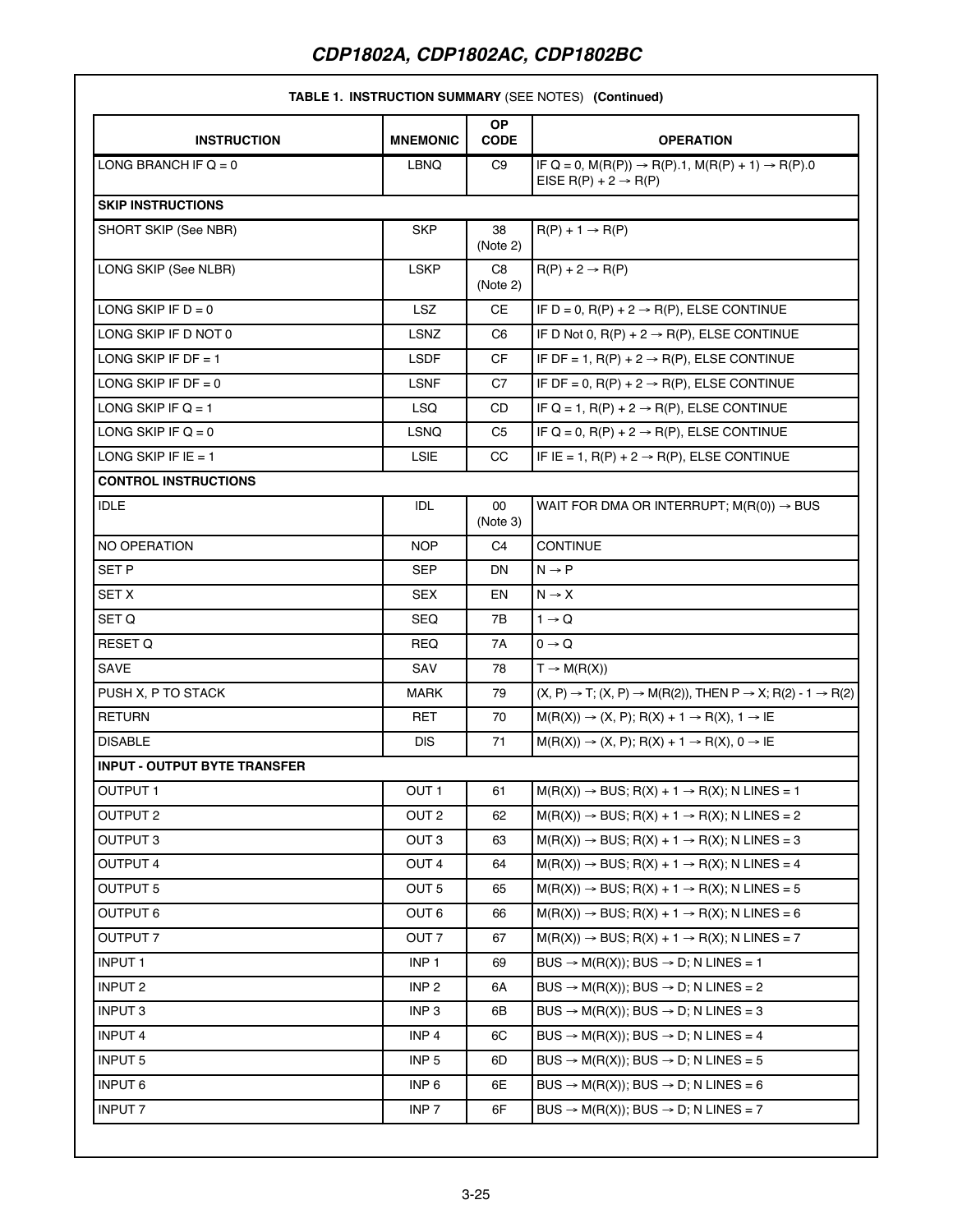**TABLE 1. INSTRUCTION SUMMARY** (SEE NOTES) **(Continued)**

| INSTRUCTION | MNEMONIC | OP CODE | OPERATION |
|---|---|---|---|
| LONG BRANCH IF Q = 0 | LBNQ | C9 | IF Q = 0, M(R(P)) → R(P).1, M(R(P) + 1) → R(P).0 EISE R(P) + 2 → R(P) |
| **SKIP INSTRUCTIONS** | | | |
| SHORT SKIP (See NBR) | SKP | 38 (Note 2) | R(P) + 1 → R(P) |
| LONG SKIP (See NLBR) | LSKP | C8 (Note 2) | R(P) + 2 → R(P) |
| LONG SKIP IF D = 0 | LSZ | CE | IF D = 0, R(P) + 2 → R(P), ELSE CONTINUE |
| LONG SKIP IF D NOT 0 | LSNZ | C6 | IF D Not 0, R(P) + 2 → R(P), ELSE CONTINUE |
| LONG SKIP IF DF = 1 | LSDF | CF | IF DF = 1, R(P) + 2 → R(P), ELSE CONTINUE |
| LONG SKIP IF DF = 0 | LSNF | C7 | IF DF = 0, R(P) + 2 → R(P), ELSE CONTINUE |
| LONG SKIP IF Q = 1 | LSQ | CD | IF Q = 1, R(P) + 2 → R(P), ELSE CONTINUE |
| LONG SKIP IF Q = 0 | LSNQ | C5 | IF Q = 0, R(P) + 2 → R(P), ELSE CONTINUE |
| LONG SKIP IF IE = 1 | LSIE | CC | IF IE = 1, R(P) + 2 → R(P), ELSE CONTINUE |
| **CONTROL INSTRUCTIONS** | | | |
| IDLE | IDL | 00 (Note 3) | WAIT FOR DMA OR INTERRUPT; M(R(0)) → BUS |
| NO OPERATION | NOP | C4 | CONTINUE |
| SET P | SEP | DN | N → P |
| SET X | SEX | EN | N → X |
| SET Q | SEQ | 7B | 1 → Q |
| RESET Q | REQ | 7A | 0 → Q |
| SAVE | SAV | 78 | T → M(R(X)) |
| PUSH X, P TO STACK | MARK | 79 | (X, P) → T; (X, P) → M(R(2)), THEN P → X; R(2) - 1 → R(2) |
| RETURN | RET | 70 | M(R(X)) → (X, P); R(X) + 1 → R(X), 1 → IE |
| DISABLE | DIS | 71 | M(R(X)) → (X, P); R(X) + 1 → R(X), 0 → IE |
| **INPUT - OUTPUT BYTE TRANSFER** | | | |
| OUTPUT 1 | OUT 1 | 61 | M(R(X)) → BUS; R(X) + 1 → R(X); N LINES = 1 |
| OUTPUT 2 | OUT 2 | 62 | M(R(X)) → BUS; R(X) + 1 → R(X); N LINES = 2 |
| OUTPUT 3 | OUT 3 | 63 | M(R(X)) → BUS; R(X) + 1 → R(X); N LINES = 3 |
| OUTPUT 4 | OUT 4 | 64 | M(R(X)) → BUS; R(X) + 1 → R(X); N LINES = 4 |
| OUTPUT 5 | OUT 5 | 65 | M(R(X)) → BUS; R(X) + 1 → R(X); N LINES = 5 |
| OUTPUT 6 | OUT 6 | 66 | M(R(X)) → BUS; R(X) + 1 → R(X); N LINES = 6 |
| OUTPUT 7 | OUT 7 | 67 | M(R(X)) → BUS; R(X) + 1 → R(X); N LINES = 7 |
| INPUT 1 | INP 1 | 69 | BUS → M(R(X)); BUS → D; N LINES = 1 |
| INPUT 2 | INP 2 | 6A | BUS → M(R(X)); BUS → D; N LINES = 2 |
| INPUT 3 | INP 3 | 6B | BUS → M(R(X)); BUS → D; N LINES = 3 |
| INPUT 4 | INP 4 | 6C | BUS → M(R(X)); BUS → D; N LINES = 4 |
| INPUT 5 | INP 5 | 6D | BUS → M(R(X)); BUS → D; N LINES = 5 |
| INPUT 6 | INP 6 | 6E | BUS → M(R(X)); BUS → D; N LINES = 6 |
| INPUT 7 | INP 7 | 6F | BUS → M(R(X)); BUS → D; N LINES = 7 |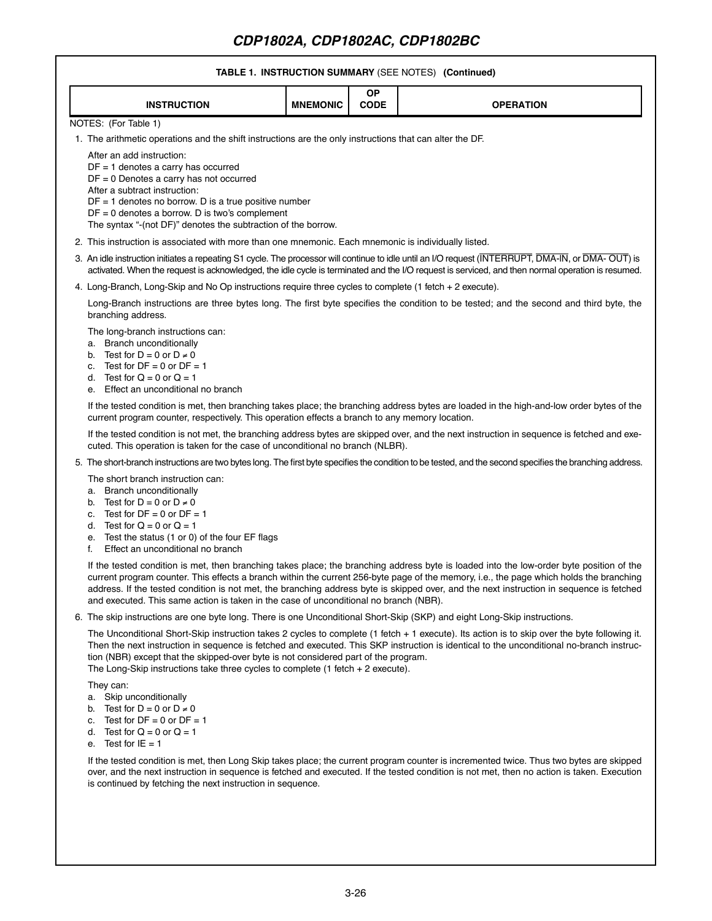**TABLE 1. INSTRUCTION SUMMARY** (SEE NOTES) **(Continued)**

| INSTRUCTION | MNEMONIC | OP CODE | OPERATION |
|---|---|---|---|

NOTES: (For Table 1)

1. The arithmetic operations and the shift instructions are the only instructions that can alter the DF.

   After an add instruction:
   DF = 1 denotes a carry has occurred
   DF = 0 Denotes a carry has not occurred
   After a subtract instruction:
   DF = 1 denotes no borrow. D is a true positive number
   DF = 0 denotes a borrow. D is two's complement
   The syntax "-(not DF)" denotes the subtraction of the borrow.

2. This instruction is associated with more than one mnemonic. Each mnemonic is individually listed.

3. An idle instruction initiates a repeating S1 cycle. The processor will continue to idle until an I/O request ($\overline{\text{INTERRUPT}}$, $\overline{\text{DMA-IN}}$, or $\overline{\text{DMA- OUT}}$) is activated. When the request is acknowledged, the idle cycle is terminated and the I/O request is serviced, and then normal operation is resumed.

4. Long-Branch, Long-Skip and No Op instructions require three cycles to complete (1 fetch + 2 execute).

   Long-Branch instructions are three bytes long. The first byte specifies the condition to be tested; and the second and third byte, the branching address.

   The long-branch instructions can:
   a. Branch unconditionally
   b. Test for D = 0 or D ≠ 0
   c. Test for DF = 0 or DF = 1
   d. Test for Q = 0 or Q = 1
   e. Effect an unconditional no branch

   If the tested condition is met, then branching takes place; the branching address bytes are loaded in the high-and-low order bytes of the current program counter, respectively. This operation effects a branch to any memory location.

   If the tested condition is not met, the branching address bytes are skipped over, and the next instruction in sequence is fetched and executed. This operation is taken for the case of unconditional no branch (NLBR).

5. The short-branch instructions are two bytes long. The first byte specifies the condition to be tested, and the second specifies the branching address.

   The short branch instruction can:
   a. Branch unconditionally
   b. Test for D = 0 or D ≠ 0
   c. Test for DF = 0 or DF = 1
   d. Test for Q = 0 or Q = 1
   e. Test the status (1 or 0) of the four EF flags
   f. Effect an unconditional no branch

   If the tested condition is met, then branching takes place; the branching address byte is loaded into the low-order byte position of the current program counter. This effects a branch within the current 256-byte page of the memory, i.e., the page which holds the branching address. If the tested condition is not met, the branching address byte is skipped over, and the next instruction in sequence is fetched and executed. This same action is taken in the case of unconditional no branch (NBR).

6. The skip instructions are one byte long. There is one Unconditional Short-Skip (SKP) and eight Long-Skip instructions.

   The Unconditional Short-Skip instruction takes 2 cycles to complete (1 fetch + 1 execute). Its action is to skip over the byte following it. Then the next instruction in sequence is fetched and executed. This SKP instruction is identical to the unconditional no-branch instruction (NBR) except that the skipped-over byte is not considered part of the program.
   The Long-Skip instructions take three cycles to complete (1 fetch + 2 execute).

   They can:
   a. Skip unconditionally
   b. Test for D = 0 or D ≠ 0
   c. Test for DF = 0 or DF = 1
   d. Test for Q = 0 or Q = 1
   e. Test for IE = 1

   If the tested condition is met, then Long Skip takes place; the current program counter is incremented twice. Thus two bytes are skipped over, and the next instruction in sequence is fetched and executed. If the tested condition is not met, then no action is taken. Execution is continued by fetching the next instruction in sequence.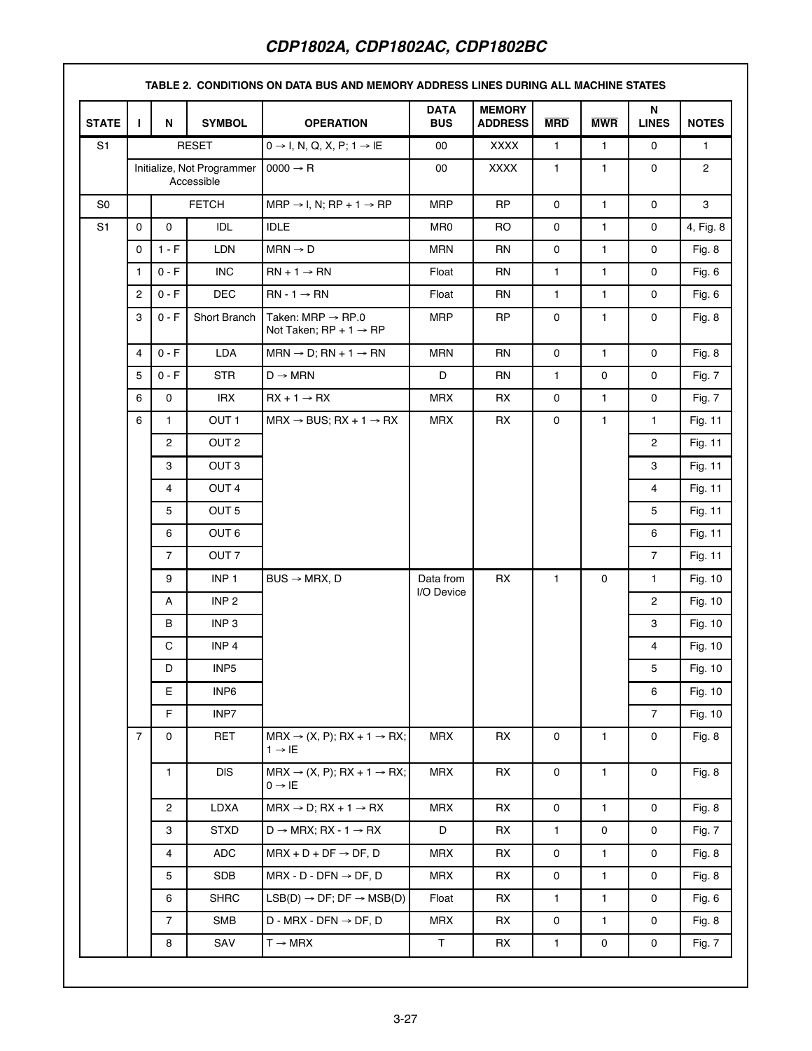**TABLE 2. CONDITIONS ON DATA BUS AND MEMORY ADDRESS LINES DURING ALL MACHINE STATES**

| STATE | I | N | SYMBOL | OPERATION | DATA BUS | MEMORY ADDRESS | $\overline{MRD}$ | $\overline{MWR}$ | N LINES | NOTES |
|---|---|---|---|---|---|---|---|---|---|---|
| S1 | RESET | | | 0 → I, N, Q, X, P; 1 → IE | 00 | XXXX | 1 | 1 | 0 | 1 |
| | Initialize, Not Programmer Accessible | | | 0000 → R | 00 | XXXX | 1 | 1 | 0 | 2 |
| S0 | | FETCH | | MRP → I, N; RP + 1 → RP | MRP | RP | 0 | 1 | 0 | 3 |
| S1 | 0 | 0 | IDL | IDLE | MR0 | RO | 0 | 1 | 0 | 4, Fig. 8 |
| | 0 | 1 - F | LDN | MRN → D | MRN | RN | 0 | 1 | 0 | Fig. 8 |
| | 1 | 0 - F | INC | RN + 1 → RN | Float | RN | 1 | 1 | 0 | Fig. 6 |
| | 2 | 0 - F | DEC | RN - 1 → RN | Float | RN | 1 | 1 | 0 | Fig. 6 |
| | 3 | 0 - F | Short Branch | Taken: MRP → RP.0<br>Not Taken; RP + 1 → RP | MRP | RP | 0 | 1 | 0 | Fig. 8 |
| | 4 | 0 - F | LDA | MRN → D; RN + 1 → RN | MRN | RN | 0 | 1 | 0 | Fig. 8 |
| | 5 | 0 - F | STR | D → MRN | D | RN | 1 | 0 | 0 | Fig. 7 |
| | 6 | 0 | IRX | RX + 1 → RX | MRX | RX | 0 | 1 | 0 | Fig. 7 |
| | 6 | 1 | OUT 1 | MRX → BUS; RX + 1 → RX | MRX | RX | 0 | 1 | 1 | Fig. 11 |
| | | 2 | OUT 2 | | | | | | 2 | Fig. 11 |
| | | 3 | OUT 3 | | | | | | 3 | Fig. 11 |
| | | 4 | OUT 4 | | | | | | 4 | Fig. 11 |
| | | 5 | OUT 5 | | | | | | 5 | Fig. 11 |
| | | 6 | OUT 6 | | | | | | 6 | Fig. 11 |
| | | 7 | OUT 7 | | | | | | 7 | Fig. 11 |
| | | 9 | INP 1 | BUS → MRX, D | Data from I/O Device | RX | 1 | 0 | 1 | Fig. 10 |
| | | A | INP 2 | | | | | | 2 | Fig. 10 |
| | | B | INP 3 | | | | | | 3 | Fig. 10 |
| | | C | INP 4 | | | | | | 4 | Fig. 10 |
| | | D | INP5 | | | | | | 5 | Fig. 10 |
| | | E | INP6 | | | | | | 6 | Fig. 10 |
| | | F | INP7 | | | | | | 7 | Fig. 10 |
| | 7 | 0 | RET | MRX → (X, P); RX + 1 → RX; 1 → IE | MRX | RX | 0 | 1 | 0 | Fig. 8 |
| | | 1 | DIS | MRX → (X, P); RX + 1 → RX; 0 → IE | MRX | RX | 0 | 1 | 0 | Fig. 8 |
| | | 2 | LDXA | MRX → D; RX + 1 → RX | MRX | RX | 0 | 1 | 0 | Fig. 8 |
| | | 3 | STXD | D → MRX; RX - 1 → RX | D | RX | 1 | 0 | 0 | Fig. 7 |
| | | 4 | ADC | MRX + D + DF → DF, D | MRX | RX | 0 | 1 | 0 | Fig. 8 |
| | | 5 | SDB | MRX - D - DFN → DF, D | MRX | RX | 0 | 1 | 0 | Fig. 8 |
| | | 6 | SHRC | LSB(D) → DF; DF → MSB(D) | Float | RX | 1 | 1 | 0 | Fig. 6 |
| | | 7 | SMB | D - MRX - DFN → DF, D | MRX | RX | 0 | 1 | 0 | Fig. 8 |
| | | 8 | SAV | T → MRX | T | RX | 1 | 0 | 0 | Fig. 7 |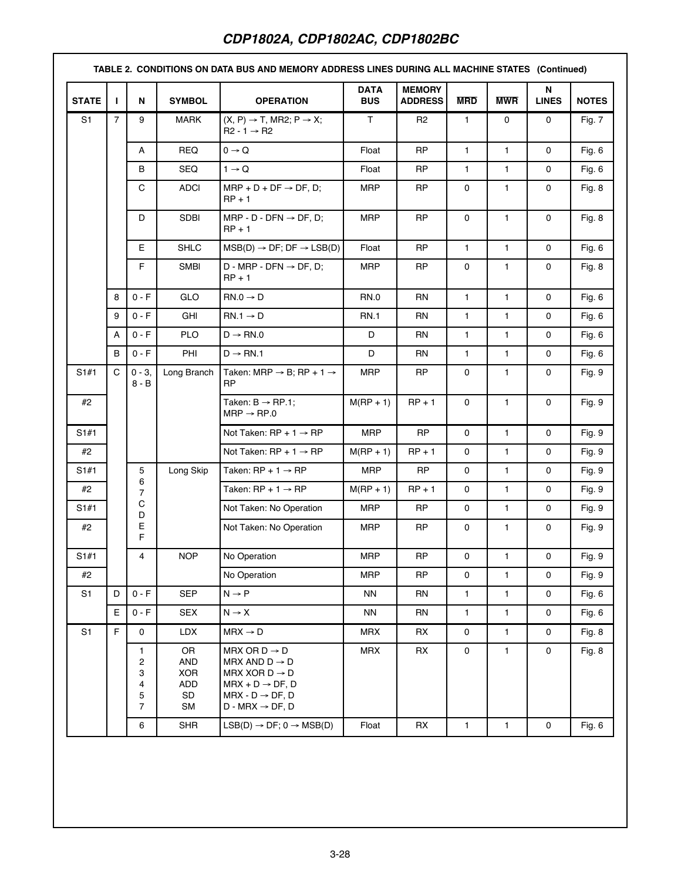**TABLE 2. CONDITIONS ON DATA BUS AND MEMORY ADDRESS LINES DURING ALL MACHINE STATES (Continued)**

| STATE | I | N | SYMBOL | OPERATION | DATA BUS | MEMORY ADDRESS | $\overline{MRD}$ | $\overline{MWR}$ | N LINES | NOTES |
|---|---|---|---|---|---|---|---|---|---|---|
| S1 | 7 | 9 | MARK | (X, P) → T, MR2; P → X; R2 - 1 → R2 | T | R2 | 1 | 0 | 0 | Fig. 7 |
| | | A | REQ | 0 → Q | Float | RP | 1 | 1 | 0 | Fig. 6 |
| | | B | SEQ | 1 → Q | Float | RP | 1 | 1 | 0 | Fig. 6 |
| | | C | ADCI | MRP + D + DF → DF, D; RP + 1 | MRP | RP | 0 | 1 | 0 | Fig. 8 |
| | | D | SDBI | MRP - D - DFN → DF, D; RP + 1 | MRP | RP | 0 | 1 | 0 | Fig. 8 |
| | | E | SHLC | MSB(D) → DF; DF → LSB(D) | Float | RP | 1 | 1 | 0 | Fig. 6 |
| | | F | SMBI | D - MRP - DFN → DF, D; RP + 1 | MRP | RP | 0 | 1 | 0 | Fig. 8 |
| | 8 | 0 - F | GLO | RN.0 → D | RN.0 | RN | 1 | 1 | 0 | Fig. 6 |
| | 9 | 0 - F | GHI | RN.1 → D | RN.1 | RN | 1 | 1 | 0 | Fig. 6 |
| | A | 0 - F | PLO | D → RN.0 | D | RN | 1 | 1 | 0 | Fig. 6 |
| | B | 0 - F | PHI | D → RN.1 | D | RN | 1 | 1 | 0 | Fig. 6 |
| S1#1 | C | 0 - 3, 8 - B | Long Branch | Taken: MRP → B; RP + 1 → RP | MRP | RP | 0 | 1 | 0 | Fig. 9 |
| #2 | | | | Taken: B → RP.1; MRP → RP.0 | M(RP + 1) | RP + 1 | 0 | 1 | 0 | Fig. 9 |
| S1#1 | | | | Not Taken: RP + 1 → RP | MRP | RP | 0 | 1 | 0 | Fig. 9 |
| #2 | | | | Not Taken: RP + 1 → RP | M(RP + 1) | RP + 1 | 0 | 1 | 0 | Fig. 9 |
| S1#1 | | 5 6 7 C D E F | Long Skip | Taken: RP + 1 → RP | MRP | RP | 0 | 1 | 0 | Fig. 9 |
| #2 | | | | Taken: RP + 1 → RP | M(RP + 1) | RP + 1 | 0 | 1 | 0 | Fig. 9 |
| S1#1 | | | | Not Taken: No Operation | MRP | RP | 0 | 1 | 0 | Fig. 9 |
| #2 | | | | Not Taken: No Operation | MRP | RP | 0 | 1 | 0 | Fig. 9 |
| S1#1 | | 4 | NOP | No Operation | MRP | RP | 0 | 1 | 0 | Fig. 9 |
| #2 | | | | No Operation | MRP | RP | 0 | 1 | 0 | Fig. 9 |
| S1 | D | 0 - F | SEP | N → P | NN | RN | 1 | 1 | 0 | Fig. 6 |
| | E | 0 - F | SEX | N → X | NN | RN | 1 | 1 | 0 | Fig. 6 |
| S1 | F | 0 | LDX | MRX → D | MRX | RX | 0 | 1 | 0 | Fig. 8 |
| | | 1<br>2<br>3<br>4<br>5<br>7 | OR<br>AND<br>XOR<br>ADD<br>SD<br>SM | MRX OR D → D<br>MRX AND D → D<br>MRX XOR D → D<br>MRX + D → DF, D<br>MRX - D → DF, D<br>D - MRX → DF, D | MRX | RX | 0 | 1 | 0 | Fig. 8 |
| | | 6 | SHR | LSB(D) → DF; 0 → MSB(D) | Float | RX | 1 | 1 | 0 | Fig. 6 |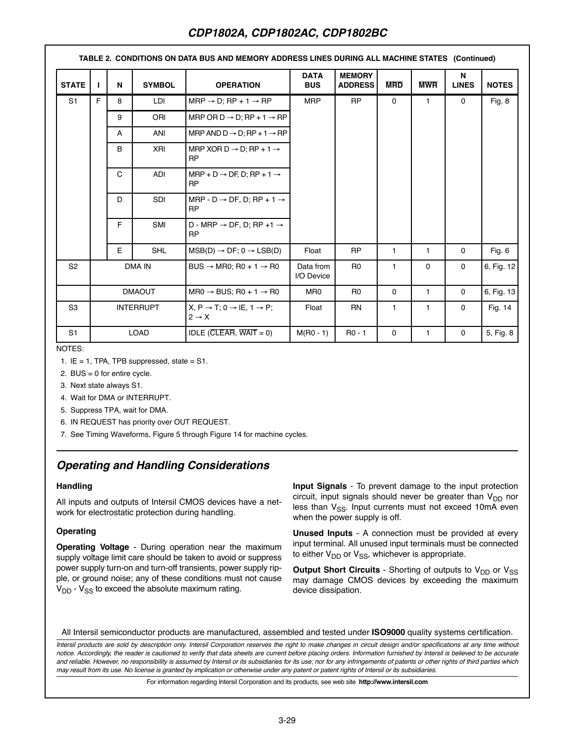**TABLE 2. CONDITIONS ON DATA BUS AND MEMORY ADDRESS LINES DURING ALL MACHINE STATES (Continued)**

| STATE | I | N | SYMBOL | OPERATION | DATA BUS | MEMORY ADDRESS | $\overline{MRD}$ | $\overline{MWR}$ | N LINES | NOTES |
|---|---|---|---|---|---|---|---|---|---|---|
| S1 | F | 8 | LDI | MRP → D; RP + 1 → RP | MRP | RP | 0 | 1 | 0 | Fig. 8 |
| | | 9 | ORI | MRP OR D → D; RP + 1 → RP | | | | | | |
| | | A | ANI | MRP AND D → D; RP + 1 → RP | | | | | | |
| | | B | XRI | MRP XOR D → D; RP + 1 → RP | | | | | | |
| | | C | ADI | MRP + D → DF, D; RP + 1 → RP | | | | | | |
| | | D | SDI | MRP - D → DF, D; RP + 1 → RP | | | | | | |
| | | F | SMI | D - MRP → DF, D; RP +1 → RP | | | | | | |
| | | E | SHL | MSB(D) → DF; 0 → LSB(D) | Float | RP | 1 | 1 | 0 | Fig. 6 |
| S2 | DMA IN | | | BUS → MR0; R0 + 1 → R0 | Data from I/O Device | R0 | 1 | 0 | 0 | 6, Fig. 12 |
| | DMAOUT | | | MR0 → BUS; R0 + 1 → R0 | MR0 | R0 | 0 | 1 | 0 | 6, Fig. 13 |
| S3 | INTERRUPT | | | X, P → T; 0 → IE, 1 → P; 2 → X | Float | RN | 1 | 1 | 0 | Fig. 14 |
| S1 | LOAD | | | IDLE ($\overline{CLEAR}$, $\overline{WAIT}$ = 0) | M(R0 - 1) | R0 - 1 | 0 | 1 | 0 | 5, Fig. 8 |

NOTES:

1. IE = 1, TPA, TPB suppressed, state = S1.
2. BUS = 0 for entire cycle.
3. Next state always S1.
4. Wait for DMA or INTERRUPT.
5. Suppress TPA, wait for DMA.
6. IN REQUEST has priority over OUT REQUEST.
7. See Timing Waveforms, Figure 5 through Figure 14 for machine cycles.

## *Operating and Handling Considerations*

### Handling

All inputs and outputs of Intersil CMOS devices have a network for electrostatic protection during handling.

### Operating

**Operating Voltage** - During operation near the maximum supply voltage limit care should be taken to avoid or suppress power supply turn-on and turn-off transients, power supply ripple, or ground noise; any of these conditions must not cause $V_{DD}$ - $V_{SS}$ to exceed the absolute maximum rating.

**Input Signals** - To prevent damage to the input protection circuit, input signals should never be greater than $V_{DD}$ nor less than $V_{SS}$. Input currents must not exceed 10mA even when the power supply is off.

**Unused Inputs** - A connection must be provided at every input terminal. All unused input terminals must be connected to either $V_{DD}$ or $V_{SS}$, whichever is appropriate.

**Output Short Circuits** - Shorting of outputs to $V_{DD}$ or $V_{SS}$ may damage CMOS devices by exceeding the maximum device dissipation.

All Intersil semiconductor products are manufactured, assembled and tested under **ISO9000** quality systems certification.

*Intersil products are sold by description only. Intersil Corporation reserves the right to make changes in circuit design and/or specifications at any time without notice. Accordingly, the reader is cautioned to verify that data sheets are current before placing orders. Information furnished by Intersil is believed to be accurate and reliable. However, no responsibility is assumed by Intersil or its subsidiaries for its use; nor for any infringements of patents or other rights of third parties which may result from its use. No license is granted by implication or otherwise under any patent or patent rights of Intersil or its subsidiaries.*

For information regarding Intersil Corporation and its products, see web site **http://www.intersil.com**